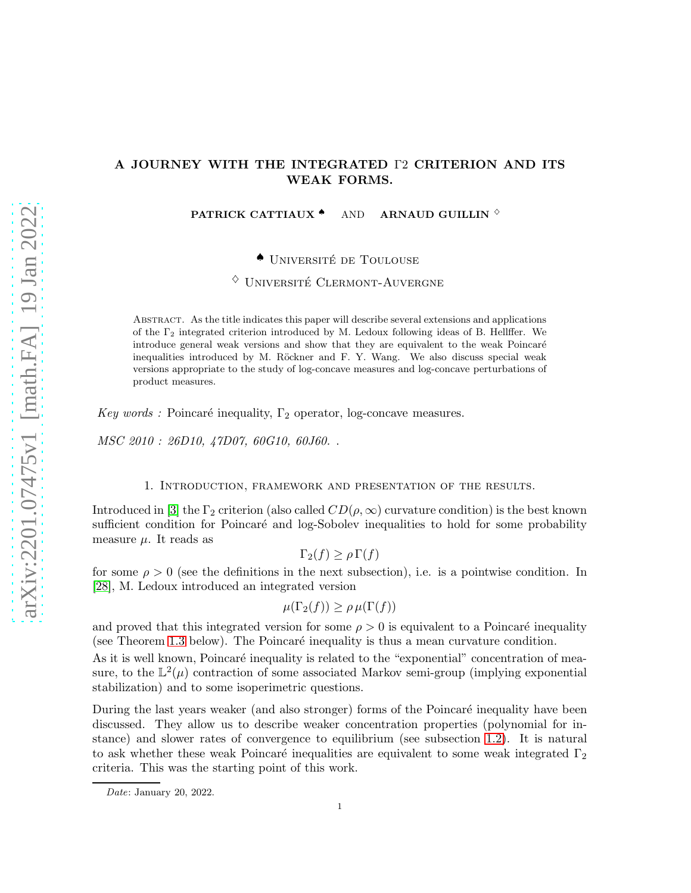# A JOURNEY WITH THE INTEGRATED Γ2 CRITERION AND ITS WEAK FORMS.

**PATRICK CATTIAUX** ♠ AND **ARNAUD GUILLIN** ♢

♠ Université de Toulouse

♢ Université Clermont-Auvergne

Abstract. As the title indicates this paper will describe several extensions and applications of the $\Gamma_2$ integrated criterion introduced by M. Ledoux following ideas of B. Hellffer. We introduce general weak versions and show that they are equivalent to the weak Poincaré inequalities introduced by M. Röckner and F. Y. Wang. We also discuss special weak versions appropriate to the study of log-concave measures and log-concave perturbations of product measures.

*Key words :* Poincaré inequality, $\Gamma_2$ operator, log-concave measures.

*MSC 2010 : 26D10, 47D07, 60G10, 60J60.* .

## 1. Introduction, framework and presentation of the results.

Introduced in [3] the $\Gamma_2$ criterion (also called $CD(\rho, \infty)$ curvature condition) is the best known sufficient condition for Poincaré and log-Sobolev inequalities to hold for some probability measure $\mu$. It reads as

$$\Gamma_2(f) \geq \rho \, \Gamma(f)$$

for some $\rho > 0$ (see the definitions in the next subsection), i.e. is a pointwise condition. In [28], M. Ledoux introduced an integrated version

$$\mu(\Gamma_2(f)) \geq \rho \, \mu(\Gamma(f))$$

and proved that this integrated version for some $\rho > 0$ is equivalent to a Poincaré inequality (see Theorem 1.3 below). The Poincaré inequality is thus a mean curvature condition.

As it is well known, Poincaré inequality is related to the "exponential" concentration of measure, to the $\mathbb{L}^2(\mu)$ contraction of some associated Markov semi-group (implying exponential stabilization) and to some isoperimetric questions.

During the last years weaker (and also stronger) forms of the Poincaré inequality have been discussed. They allow us to describe weaker concentration properties (polynomial for instance) and slower rates of convergence to equilibrium (see subsection 1.2). It is natural to ask whether these weak Poincaré inequalities are equivalent to some weak integrated $\Gamma_2$ criteria. This was the starting point of this work.

*Date*: January 20, 2022.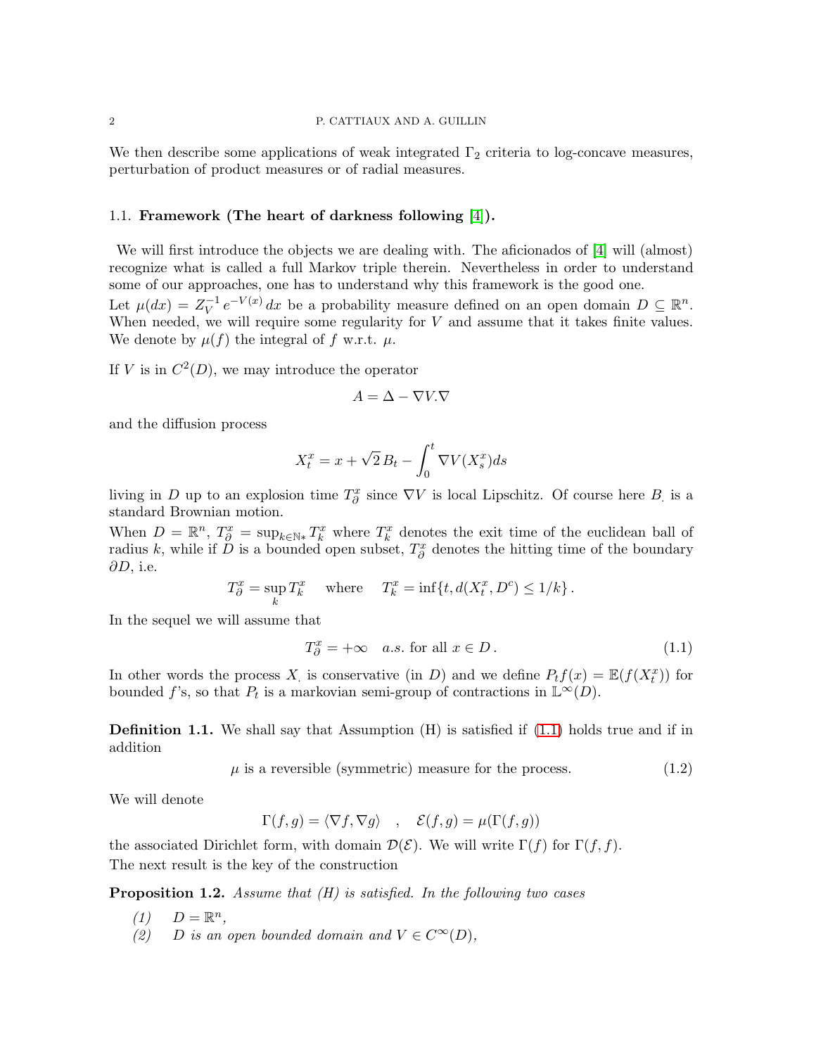We then describe some applications of weak integrated $\Gamma_2$ criteria to log-concave measures, perturbation of product measures or of radial measures.

### 1.1. **Framework (The heart of darkness following [4]).**

We will first introduce the objects we are dealing with. The aficionados of [4] will (almost) recognize what is called a full Markov triple therein. Nevertheless in order to understand some of our approaches, one has to understand why this framework is the good one.

Let $\mu(dx) = Z_V^{-1} e^{-V(x)} dx$ be a probability measure defined on an open domain $D \subseteq \mathbb{R}^n$. When needed, we will require some regularity for $V$ and assume that it takes finite values. We denote by $\mu(f)$ the integral of $f$ w.r.t. $\mu$.

If $V$ is in $C^2(D)$, we may introduce the operator

$$A = \Delta - \nabla V.\nabla$$

and the diffusion process

$$X_t^x = x + \sqrt{2}\, B_t - \int_0^t \nabla V(X_s^x) ds$$

living in $D$ up to an explosion time $T_\partial^x$ since $\nabla V$ is local Lipschitz. Of course here $B_.$ is a standard Brownian motion.

When $D = \mathbb{R}^n$, $T_\partial^x = \sup_{k \in \mathbb{N}_*} T_k^x$ where $T_k^x$ denotes the exit time of the euclidean ball of radius $k$, while if $D$ is a bounded open subset, $T_\partial^x$ denotes the hitting time of the boundary $\partial D$, i.e.

$$T_\partial^x = \sup_k T_k^x \quad \text{where} \quad T_k^x = \inf\{t, d(X_t^x, D^c) \leq 1/k\}\,.$$

In the sequel we will assume that

$$T_\partial^x = +\infty \quad a.s. \text{ for all } x \in D\,. \tag{1.1}$$

In other words the process $X_.$ is conservative (in $D$) and we define $P_t f(x) = \mathbb{E}(f(X_t^x))$ for bounded $f$'s, so that $P_t$ is a markovian semi-group of contractions in $\mathbb{L}^\infty(D)$.

**Definition 1.1.** We shall say that Assumption (H) is satisfied if (1.1) holds true and if in addition

$$\mu \text{ is a reversible (symmetric) measure for the process.} \tag{1.2}$$

We will denote

$$\Gamma(f,g) = \langle \nabla f, \nabla g \rangle \quad , \quad \mathcal{E}(f,g) = \mu(\Gamma(f,g))$$

the associated Dirichlet form, with domain $\mathcal{D}(\mathcal{E})$. We will write $\Gamma(f)$ for $\Gamma(f,f)$.

The next result is the key of the construction

**Proposition 1.2.** *Assume that (H) is satisfied. In the following two cases*

*(1)* $D = \mathbb{R}^n$,

*(2)* $D$ *is an open bounded domain and* $V \in C^\infty(D)$,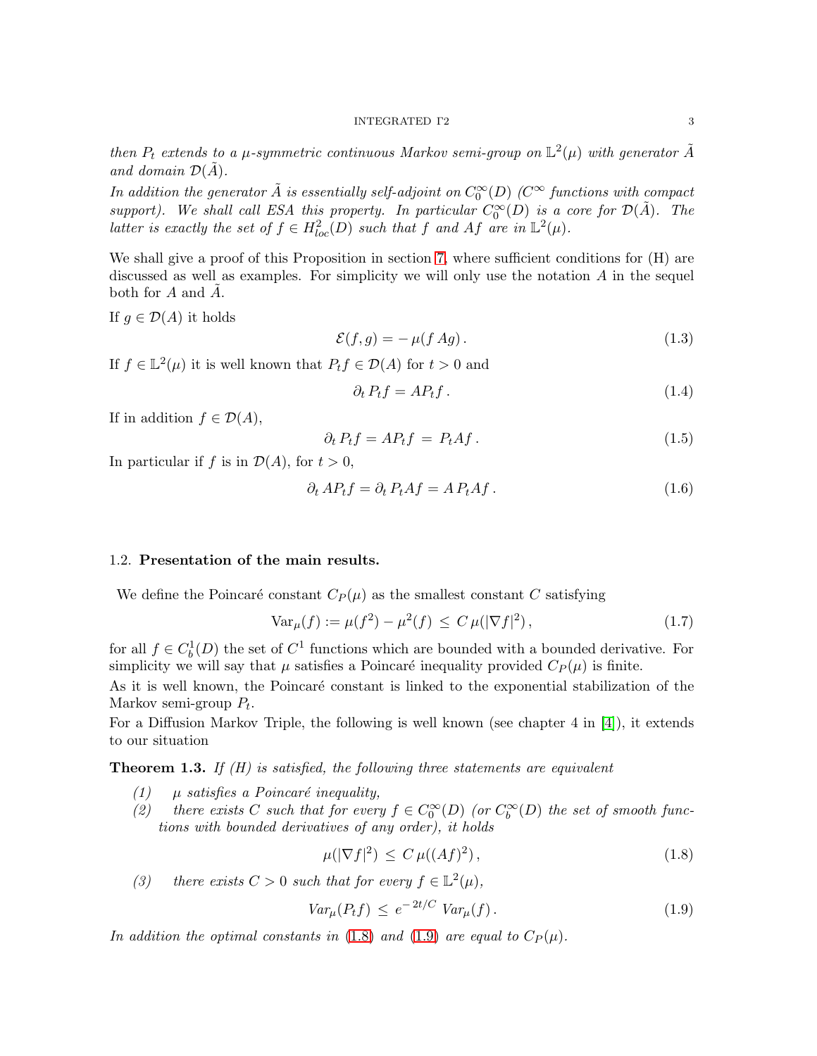*then $P_t$ extends to a $\mu$-symmetric continuous Markov semi-group on $\mathbb{L}^2(\mu)$ with generator $\tilde{A}$ and domain $\mathcal{D}(\tilde{A})$.*
*In addition the generator $\tilde{A}$ is essentially self-adjoint on $C_0^\infty(D)$ ($C^\infty$ functions with compact support). We shall call ESA this property. In particular $C_0^\infty(D)$ is a core for $\mathcal{D}(\tilde{A})$. The latter is exactly the set of $f \in H^2_{loc}(D)$ such that $f$ and $Af$ are in $\mathbb{L}^2(\mu)$.*

We shall give a proof of this Proposition in section 7, where sufficient conditions for (H) are discussed as well as examples. For simplicity we will only use the notation $A$ in the sequel both for $A$ and $\tilde{A}$.

If $g \in \mathcal{D}(A)$ it holds

$$\mathcal{E}(f,g) = -\,\mu(f\,Ag)\,. \tag{1.3}$$

If $f \in \mathbb{L}^2(\mu)$ it is well known that $P_t f \in \mathcal{D}(A)$ for $t > 0$ and

$$\partial_t\, P_t f = A P_t f\,. \tag{1.4}$$

If in addition $f \in \mathcal{D}(A)$,

$$\partial_t\, P_t f = A P_t f \,=\, P_t A f\,. \tag{1.5}$$

In particular if $f$ is in $\mathcal{D}(A)$, for $t > 0$,

$$\partial_t\, A P_t f = \partial_t\, P_t A f = A\, P_t A f\,. \tag{1.6}$$

### 1.2. Presentation of the main results.

We define the Poincaré constant $C_P(\mu)$ as the smallest constant $C$ satisfying

$$\mathrm{Var}_\mu(f) := \mu(f^2) - \mu^2(f) \,\leq\, C\,\mu(|\nabla f|^2)\,, \tag{1.7}$$

for all $f \in C_b^1(D)$ the set of $C^1$ functions which are bounded with a bounded derivative. For simplicity we will say that $\mu$ satisfies a Poincaré inequality provided $C_P(\mu)$ is finite.

As it is well known, the Poincaré constant is linked to the exponential stabilization of the Markov semi-group $P_t$.

For a Diffusion Markov Triple, the following is well known (see chapter 4 in [4]), it extends to our situation

**Theorem 1.3.** *If (H) is satisfied, the following three statements are equivalent*

1. *$\mu$ satisfies a Poincaré inequality,*
2. *there exists $C$ such that for every $f \in C_0^\infty(D)$ (or $C_b^\infty(D)$ the set of smooth functions with bounded derivatives of any order), it holds*

$$\mu(|\nabla f|^2) \,\leq\, C\,\mu((Af)^2)\,, \tag{1.8}$$

3. *there exists $C > 0$ such that for every $f \in \mathbb{L}^2(\mu)$,*

$$Var_\mu(P_t f) \,\leq\, e^{-\,2t/C}\; Var_\mu(f)\,. \tag{1.9}$$

*In addition the optimal constants in (1.8) and (1.9) are equal to $C_P(\mu)$.*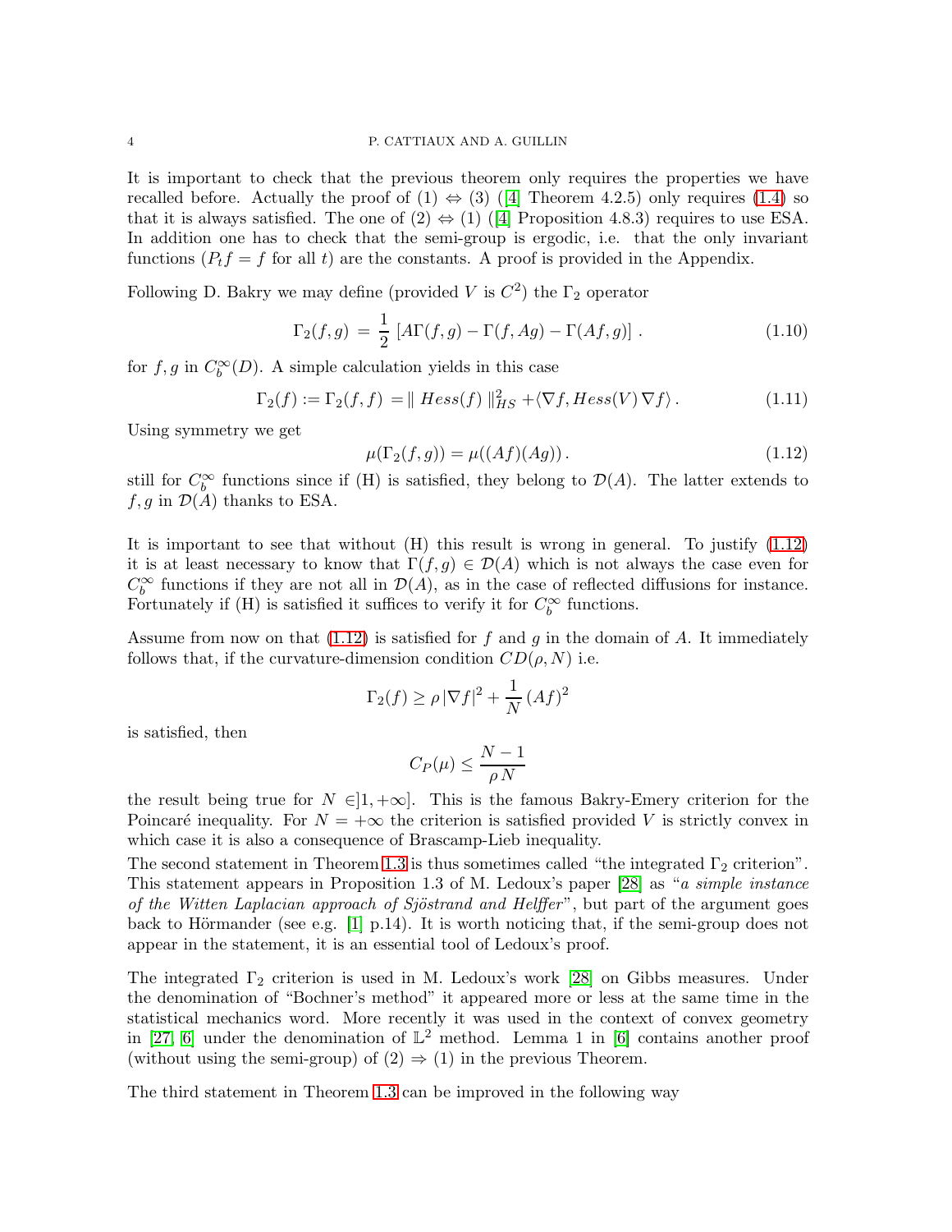It is important to check that the previous theorem only requires the properties we have recalled before. Actually the proof of (1) $\Leftrightarrow$ (3) ([4] Theorem 4.2.5) only requires (1.4) so that it is always satisfied. The one of (2) $\Leftrightarrow$ (1) ([4] Proposition 4.8.3) requires to use ESA. In addition one has to check that the semi-group is ergodic, i.e. that the only invariant functions ($P_t f = f$ for all $t$) are the constants. A proof is provided in the Appendix.

Following D. Bakry we may define (provided $V$ is $C^2$) the $\Gamma_2$ operator

$$\Gamma_2(f,g) \,=\, \frac{1}{2}\,\left[A\Gamma(f,g) - \Gamma(f,Ag) - \Gamma(Af,g)\right]. \tag{1.10}$$

for $f, g$ in $C_b^\infty(D)$. A simple calculation yields in this case

$$\Gamma_2(f) := \Gamma_2(f,f) \,= \parallel Hess(f) \parallel_{HS}^2 + \langle \nabla f, Hess(V)\, \nabla f\rangle\,. \tag{1.11}$$

Using symmetry we get

$$\mu(\Gamma_2(f,g)) = \mu((Af)(Ag))\,. \tag{1.12}$$

still for $C_b^\infty$ functions since if (H) is satisfied, they belong to $\mathcal{D}(A)$. The latter extends to $f, g$ in $\mathcal{D}(A)$ thanks to ESA.

It is important to see that without (H) this result is wrong in general. To justify (1.12) it is at least necessary to know that $\Gamma(f,g) \in \mathcal{D}(A)$ which is not always the case even for $C_b^\infty$ functions if they are not all in $\mathcal{D}(A)$, as in the case of reflected diffusions for instance. Fortunately if (H) is satisfied it suffices to verify it for $C_b^\infty$ functions.

Assume from now on that (1.12) is satisfied for $f$ and $g$ in the domain of $A$. It immediately follows that, if the curvature-dimension condition $CD(\rho, N)$ i.e.

$$\Gamma_2(f) \geq \rho\,|\nabla f|^2 + \frac{1}{N}\,(Af)^2$$

is satisfied, then

$$C_P(\mu) \leq \frac{N-1}{\rho\, N}$$

the result being true for $N \in ]1, +\infty]$. This is the famous Bakry-Emery criterion for the Poincaré inequality. For $N = +\infty$ the criterion is satisfied provided $V$ is strictly convex in which case it is also a consequence of Brascamp-Lieb inequality.

The second statement in Theorem 1.3 is thus sometimes called "the integrated $\Gamma_2$ criterion". This statement appears in Proposition 1.3 of M. Ledoux's paper [28] as "*a simple instance of the Witten Laplacian approach of Sjöstrand and Helffer*", but part of the argument goes back to Hörmander (see e.g. [1] p.14). It is worth noticing that, if the semi-group does not appear in the statement, it is an essential tool of Ledoux's proof.

The integrated $\Gamma_2$ criterion is used in M. Ledoux's work [28] on Gibbs measures. Under the denomination of "Bochner's method" it appeared more or less at the same time in the statistical mechanics word. More recently it was used in the context of convex geometry in [27, 6] under the denomination of $\mathbb{L}^2$ method. Lemma 1 in [6] contains another proof (without using the semi-group) of (2) $\Rightarrow$ (1) in the previous Theorem.

The third statement in Theorem 1.3 can be improved in the following way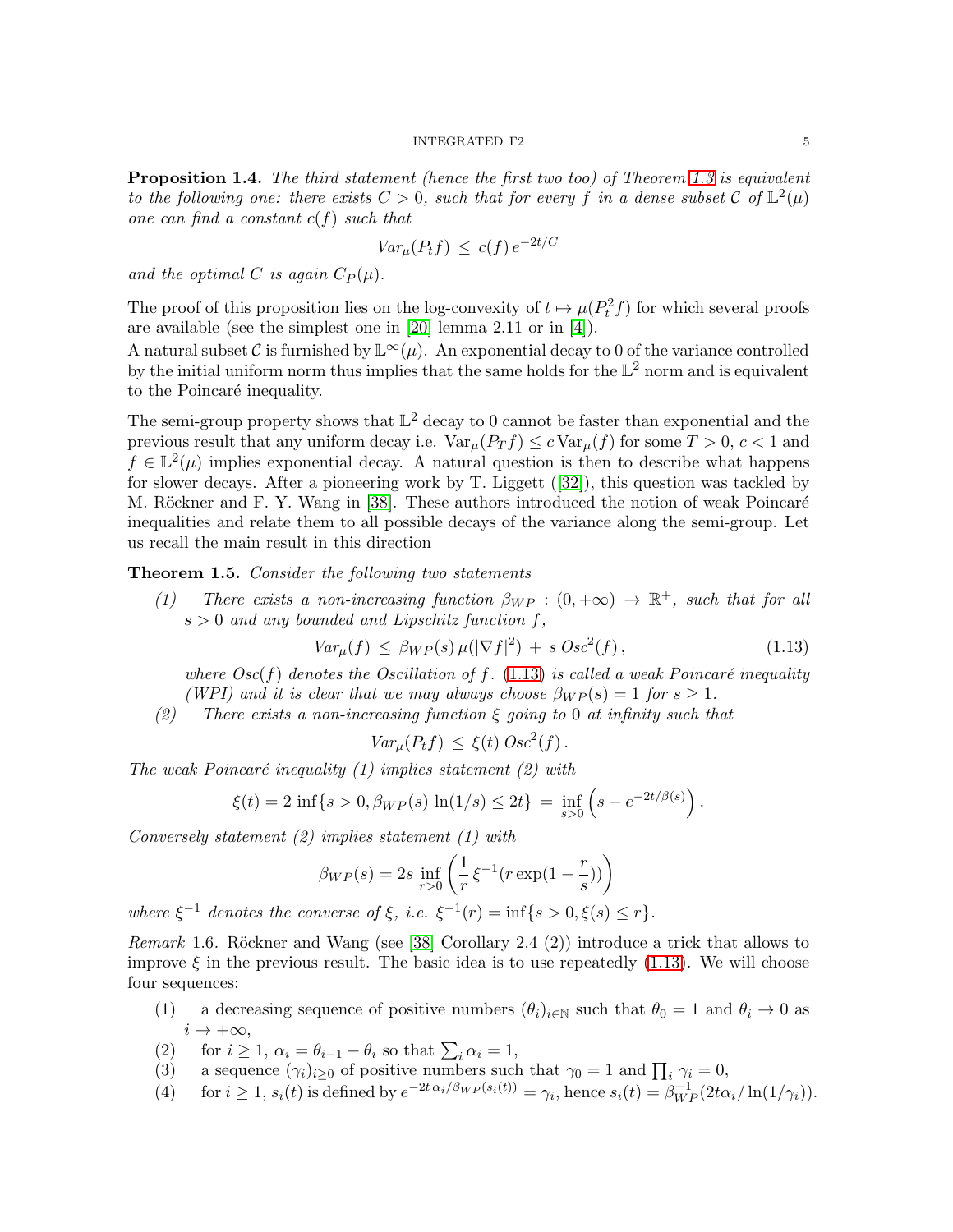**Proposition 1.4.** *The third statement (hence the first two too) of Theorem 1.3 is equivalent to the following one: there exists $C > 0$, such that for every $f$ in a dense subset $\mathcal{C}$ of $\mathbb{L}^2(\mu)$ one can find a constant $c(f)$ such that*

$$Var_\mu(P_t f) \le c(f)\, e^{-2t/C}$$

*and the optimal $C$ is again $C_P(\mu)$.*

The proof of this proposition lies on the log-convexity of $t \mapsto \mu(P_t^2 f)$ for which several proofs are available (see the simplest one in [20] lemma 2.11 or in [4]).
A natural subset $\mathcal{C}$ is furnished by $\mathbb{L}^\infty(\mu)$. An exponential decay to 0 of the variance controlled by the initial uniform norm thus implies that the same holds for the $\mathbb{L}^2$ norm and is equivalent to the Poincaré inequality.

The semi-group property shows that $\mathbb{L}^2$ decay to 0 cannot be faster than exponential and the previous result that any uniform decay i.e. $\mathrm{Var}_\mu(P_T f) \le c\, \mathrm{Var}_\mu(f)$ for some $T > 0$, $c < 1$ and $f \in \mathbb{L}^2(\mu)$ implies exponential decay. A natural question is then to describe what happens for slower decays. After a pioneering work by T. Liggett ([32]), this question was tackled by M. Röckner and F. Y. Wang in [38]. These authors introduced the notion of weak Poincaré inequalities and relate them to all possible decays of the variance along the semi-group. Let us recall the main result in this direction

**Theorem 1.5.** *Consider the following two statements*

*(1) There exists a non-increasing function $\beta_{WP} : (0, +\infty) \to \mathbb{R}^+$, such that for all $s > 0$ and any bounded and Lipschitz function $f$,*

$$Var_\mu(f) \le \beta_{WP}(s)\, \mu(|\nabla f|^2) + s\, Osc^2(f)\,, \tag{1.13}$$

*where $Osc(f)$ denotes the Oscillation of $f$. (1.13) is called a weak Poincaré inequality (WPI) and it is clear that we may always choose $\beta_{WP}(s) = 1$ for $s \ge 1$.*

*(2) There exists a non-increasing function $\xi$ going to 0 at infinity such that*

$$Var_\mu(P_t f) \le \xi(t)\, Osc^2(f)\,.$$

*The weak Poincaré inequality (1) implies statement (2) with*

$$\xi(t) = 2 \inf\{s > 0, \beta_{WP}(s)\, \ln(1/s) \le 2t\} = \inf_{s>0} \left(s + e^{-2t/\beta(s)}\right).$$

*Conversely statement (2) implies statement (1) with*

$$\beta_{WP}(s) = 2s \inf_{r>0} \left(\frac{1}{r}\, \xi^{-1}(r \exp(1 - \frac{r}{s}))\right)$$

*where $\xi^{-1}$ denotes the converse of $\xi$, i.e. $\xi^{-1}(r) = \inf\{s > 0, \xi(s) \le r\}$.*

*Remark* 1.6. Röckner and Wang (see [38] Corollary 2.4 (2)) introduce a trick that allows to improve $\xi$ in the previous result. The basic idea is to use repeatedly (1.13). We will choose four sequences:

(1) a decreasing sequence of positive numbers $(\theta_i)_{i\in\mathbb{N}}$ such that $\theta_0 = 1$ and $\theta_i \to 0$ as $i \to +\infty$,
(2) for $i \ge 1$, $\alpha_i = \theta_{i-1} - \theta_i$ so that $\sum_i \alpha_i = 1$,
(3) a sequence $(\gamma_i)_{i\ge 0}$ of positive numbers such that $\gamma_0 = 1$ and $\prod_i \gamma_i = 0$,
(4) for $i \ge 1$, $s_i(t)$ is defined by $e^{-2t\,\alpha_i/\beta_{WP}(s_i(t))} = \gamma_i$, hence $s_i(t) = \beta_{WP}^{-1}(2t\alpha_i/\ln(1/\gamma_i))$.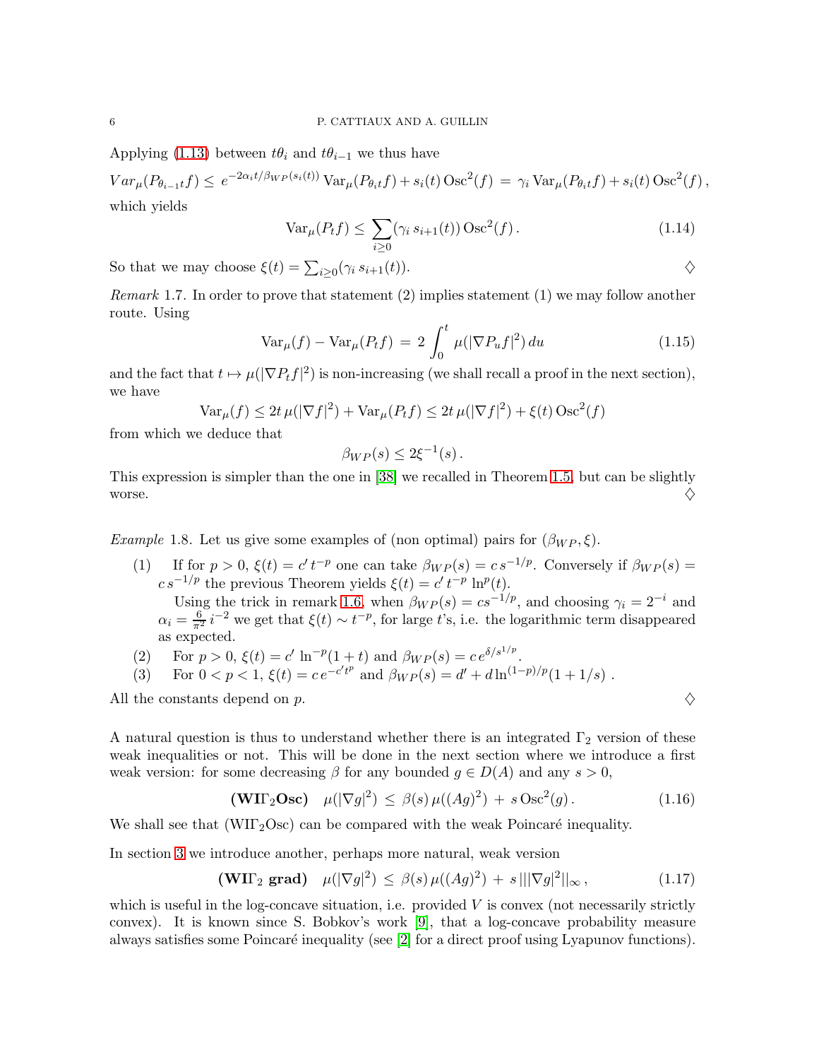Applying (1.13) between $t\theta_i$ and $t\theta_{i-1}$ we thus have

$$Var_\mu(P_{\theta_{i-1}t}f) \leq e^{-2\alpha_i t/\beta_{WP}(s_i(t))}\,\mathrm{Var}_\mu(P_{\theta_i t}f) + s_i(t)\,\mathrm{Osc}^2(f) \,=\, \gamma_i\,\mathrm{Var}_\mu(P_{\theta_i t}f) + s_i(t)\,\mathrm{Osc}^2(f)\,,$$

which yields

$$\mathrm{Var}_\mu(P_t f) \leq \sum_{i\geq 0}(\gamma_i\, s_{i+1}(t))\,\mathrm{Osc}^2(f)\,. \tag{1.14}$$

So that we may choose $\xi(t) = \sum_{i\geq 0}(\gamma_i\, s_{i+1}(t))$. ♢

*Remark* 1.7. In order to prove that statement (2) implies statement (1) we may follow another route. Using

$$\mathrm{Var}_\mu(f) - \mathrm{Var}_\mu(P_t f) \,=\, 2\int_0^t \mu(|\nabla P_u f|^2)\,du \tag{1.15}$$

and the fact that $t \mapsto \mu(|\nabla P_t f|^2)$ is non-increasing (we shall recall a proof in the next section), we have

$$\mathrm{Var}_\mu(f) \leq 2t\,\mu(|\nabla f|^2) + \mathrm{Var}_\mu(P_t f) \leq 2t\,\mu(|\nabla f|^2) + \xi(t)\,\mathrm{Osc}^2(f)$$

from which we deduce that

$$\beta_{WP}(s) \leq 2\xi^{-1}(s)\,.$$

This expression is simpler than the one in [38] we recalled in Theorem 1.5, but can be slightly worse. ♢

*Example* 1.8. Let us give some examples of (non optimal) pairs for $(\beta_{WP}, \xi)$.

1. If for $p > 0$, $\xi(t) = c'\,t^{-p}$ one can take $\beta_{WP}(s) = c\,s^{-1/p}$. Conversely if $\beta_{WP}(s) = c\,s^{-1/p}$ the previous Theorem yields $\xi(t) = c'\,t^{-p}\,\ln^p(t)$.
   Using the trick in remark 1.6, when $\beta_{WP}(s) = cs^{-1/p}$, and choosing $\gamma_i = 2^{-i}$ and $\alpha_i = \frac{6}{\pi^2}\,i^{-2}$ we get that $\xi(t) \sim t^{-p}$, for large $t$'s, i.e. the logarithmic term disappeared as expected.
2. For $p > 0$, $\xi(t) = c'\,\ln^{-p}(1+t)$ and $\beta_{WP}(s) = c\,e^{\delta/s^{1/p}}$.
3. For $0 < p < 1$, $\xi(t) = c\,e^{-c't^p}$ and $\beta_{WP}(s) = d' + d\ln^{(1-p)/p}(1+1/s)$ .

All the constants depend on $p$. ♢

A natural question is thus to understand whether there is an integrated $\Gamma_2$ version of these weak inequalities or not. This will be done in the next section where we introduce a first weak version: for some decreasing $\beta$ for any bounded $g \in D(A)$ and any $s > 0$,

$$\textbf{(WI}\boldsymbol{\Gamma}_2\textbf{Osc)}\quad \mu(|\nabla g|^2) \,\leq\, \beta(s)\,\mu((Ag)^2) \,+\, s\,\mathrm{Osc}^2(g)\,. \tag{1.16}$$

We shall see that (WI$\Gamma_2$Osc) can be compared with the weak Poincaré inequality.

In section 3 we introduce another, perhaps more natural, weak version

$$\textbf{(WI}\boldsymbol{\Gamma}_2\textbf{ grad)}\quad \mu(|\nabla g|^2) \,\leq\, \beta(s)\,\mu((Ag)^2) \,+\, s\,|||\nabla g|^2||_\infty\,, \tag{1.17}$$

which is useful in the log-concave situation, i.e. provided $V$ is convex (not necessarily strictly convex). It is known since S. Bobkov's work [9], that a log-concave probability measure always satisfies some Poincaré inequality (see [2] for a direct proof using Lyapunov functions).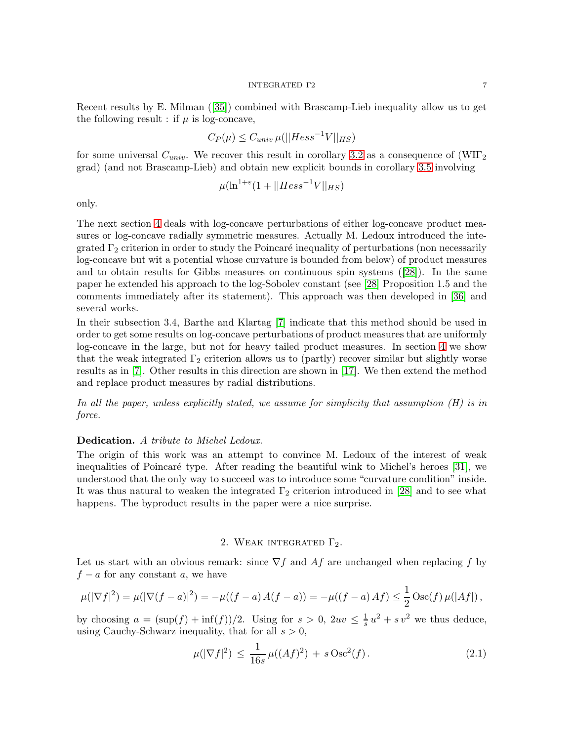Recent results by E. Milman ([35]) combined with Brascamp-Lieb inequality allow us to get the following result : if $\mu$ is log-concave,

$$C_P(\mu) \leq C_{univ} \, \mu(||Hess^{-1}V||_{HS})$$

for some universal $C_{univ}$. We recover this result in corollary 3.2 as a consequence of (WI$\Gamma_2$ grad) (and not Brascamp-Lieb) and obtain new explicit bounds in corollary 3.5 involving

$$\mu(\ln^{1+\varepsilon}(1 + ||Hess^{-1}V||_{HS})$$

only.

The next section 4 deals with log-concave perturbations of either log-concave product measures or log-concave radially symmetric measures. Actually M. Ledoux introduced the integrated $\Gamma_2$ criterion in order to study the Poincaré inequality of perturbations (non necessarily log-concave but wit a potential whose curvature is bounded from below) of product measures and to obtain results for Gibbs measures on continuous spin systems ([28]). In the same paper he extended his approach to the log-Sobolev constant (see [28] Proposition 1.5 and the comments immediately after its statement). This approach was then developed in [36] and several works.

In their subsection 3.4, Barthe and Klartag [7] indicate that this method should be used in order to get some results on log-concave perturbations of product measures that are uniformly log-concave in the large, but not for heavy tailed product measures. In section 4 we show that the weak integrated $\Gamma_2$ criterion allows us to (partly) recover similar but slightly worse results as in [7]. Other results in this direction are shown in [17]. We then extend the method and replace product measures by radial distributions.

*In all the paper, unless explicitly stated, we assume for simplicity that assumption (H) is in force.*

**Dedication.** *A tribute to Michel Ledoux.*

The origin of this work was an attempt to convince M. Ledoux of the interest of weak inequalities of Poincaré type. After reading the beautiful wink to Michel's heroes [31], we understood that the only way to succeed was to introduce some "curvature condition" inside. It was thus natural to weaken the integrated $\Gamma_2$ criterion introduced in [28] and to see what happens. The byproduct results in the paper were a nice surprise.

## 2. Weak integrated $\Gamma_2$.

Let us start with an obvious remark: since $\nabla f$ and $Af$ are unchanged when replacing $f$ by $f - a$ for any constant $a$, we have

$$\mu(|\nabla f|^2) = \mu(|\nabla(f-a)|^2) = -\mu((f-a)\,A(f-a)) = -\mu((f-a)\,Af) \leq \frac{1}{2}\,\mathrm{Osc}(f)\,\mu(|Af|)\,,$$

by choosing $a = (\sup(f) + \inf(f))/2$. Using for $s > 0$, $2uv \leq \frac{1}{s}\,u^2 + s\,v^2$ we thus deduce, using Cauchy-Schwarz inequality, that for all $s > 0$,

$$\mu(|\nabla f|^2) \;\leq\; \frac{1}{16s}\,\mu((Af)^2) \;+\; s\,\mathrm{Osc}^2(f)\,. \tag{2.1}$$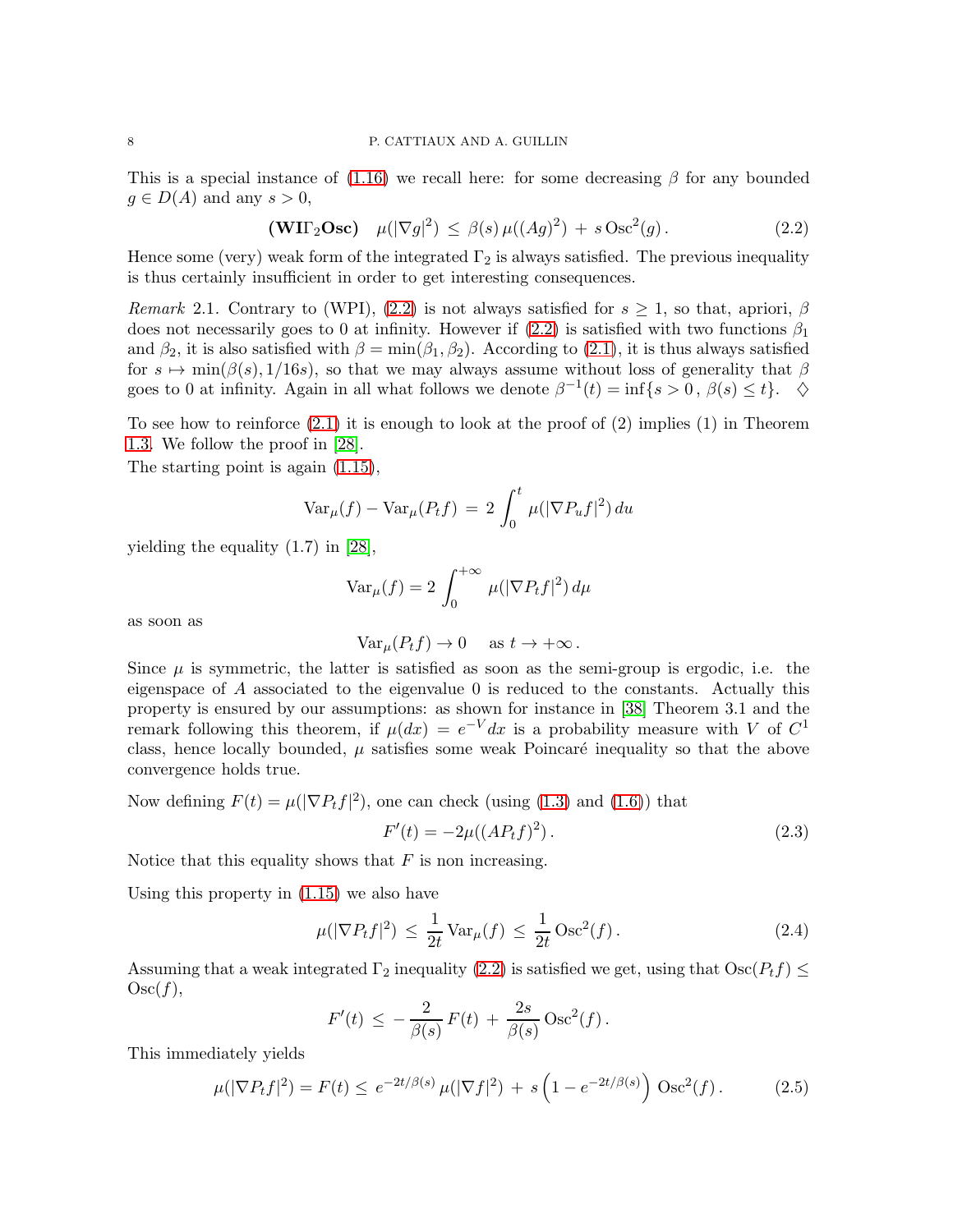This is a special instance of (1.16) we recall here: for some decreasing $\beta$ for any bounded $g \in D(A)$ and any $s > 0$,

$$\textbf{(WI}\Gamma_2\textbf{Osc)} \quad \mu(|\nabla g|^2) \, \leq \, \beta(s) \, \mu((Ag)^2) \, + \, s \, \mathrm{Osc}^2(g) \, . \tag{2.2}$$

Hence some (very) weak form of the integrated $\Gamma_2$ is always satisfied. The previous inequality is thus certainly insufficient in order to get interesting consequences.

*Remark* 2.1. Contrary to (WPI), (2.2) is not always satisfied for $s \geq 1$, so that, apriori, $\beta$ does not necessarily goes to 0 at infinity. However if (2.2) is satisfied with two functions $\beta_1$ and $\beta_2$, it is also satisfied with $\beta = \min(\beta_1, \beta_2)$. According to (2.1), it is thus always satisfied for $s \mapsto \min(\beta(s), 1/16s)$, so that we may always assume without loss of generality that $\beta$ goes to 0 at infinity. Again in all what follows we denote $\beta^{-1}(t) = \inf\{s > 0 \, , \, \beta(s) \leq t\}$. $\diamondsuit$

To see how to reinforce (2.1) it is enough to look at the proof of (2) implies (1) in Theorem 1.3. We follow the proof in [28].

The starting point is again (1.15),

$$\mathrm{Var}_\mu(f) - \mathrm{Var}_\mu(P_t f) \, = \, 2 \int_0^t \, \mu(|\nabla P_u f|^2) \, du$$

yielding the equality (1.7) in [28],

$$\mathrm{Var}_\mu(f) = 2 \int_0^{+\infty} \, \mu(|\nabla P_t f|^2) \, d\mu$$

as soon as

$$\mathrm{Var}_\mu(P_t f) \to 0 \quad \text{ as } t \to +\infty \, .$$

Since $\mu$ is symmetric, the latter is satisfied as soon as the semi-group is ergodic, i.e. the eigenspace of $A$ associated to the eigenvalue 0 is reduced to the constants. Actually this property is ensured by our assumptions: as shown for instance in [38] Theorem 3.1 and the remark following this theorem, if $\mu(dx) = e^{-V} dx$ is a probability measure with $V$ of $C^1$ class, hence locally bounded, $\mu$ satisfies some weak Poincaré inequality so that the above convergence holds true.

Now defining $F(t) = \mu(|\nabla P_t f|^2)$, one can check (using (1.3) and (1.6)) that

$$F'(t) = -2\mu((AP_t f)^2) \, . \tag{2.3}$$

Notice that this equality shows that $F$ is non increasing.

Using this property in (1.15) we also have

$$\mu(|\nabla P_t f|^2) \, \leq \, \frac{1}{2t} \, \mathrm{Var}_\mu(f) \, \leq \, \frac{1}{2t} \, \mathrm{Osc}^2(f) \, . \tag{2.4}$$

Assuming that a weak integrated $\Gamma_2$ inequality (2.2) is satisfied we get, using that $\mathrm{Osc}(P_t f) \leq \mathrm{Osc}(f)$,

$$F'(t) \, \leq \, - \frac{2}{\beta(s)} \, F(t) \, + \, \frac{2s}{\beta(s)} \, \mathrm{Osc}^2(f) \, .$$

This immediately yields

$$\mu(|\nabla P_t f|^2) = F(t) \leq \, e^{-2t/\beta(s)} \, \mu(|\nabla f|^2) \, + \, s \left(1 - e^{-2t/\beta(s)}\right) \, \mathrm{Osc}^2(f) \, . \tag{2.5}$$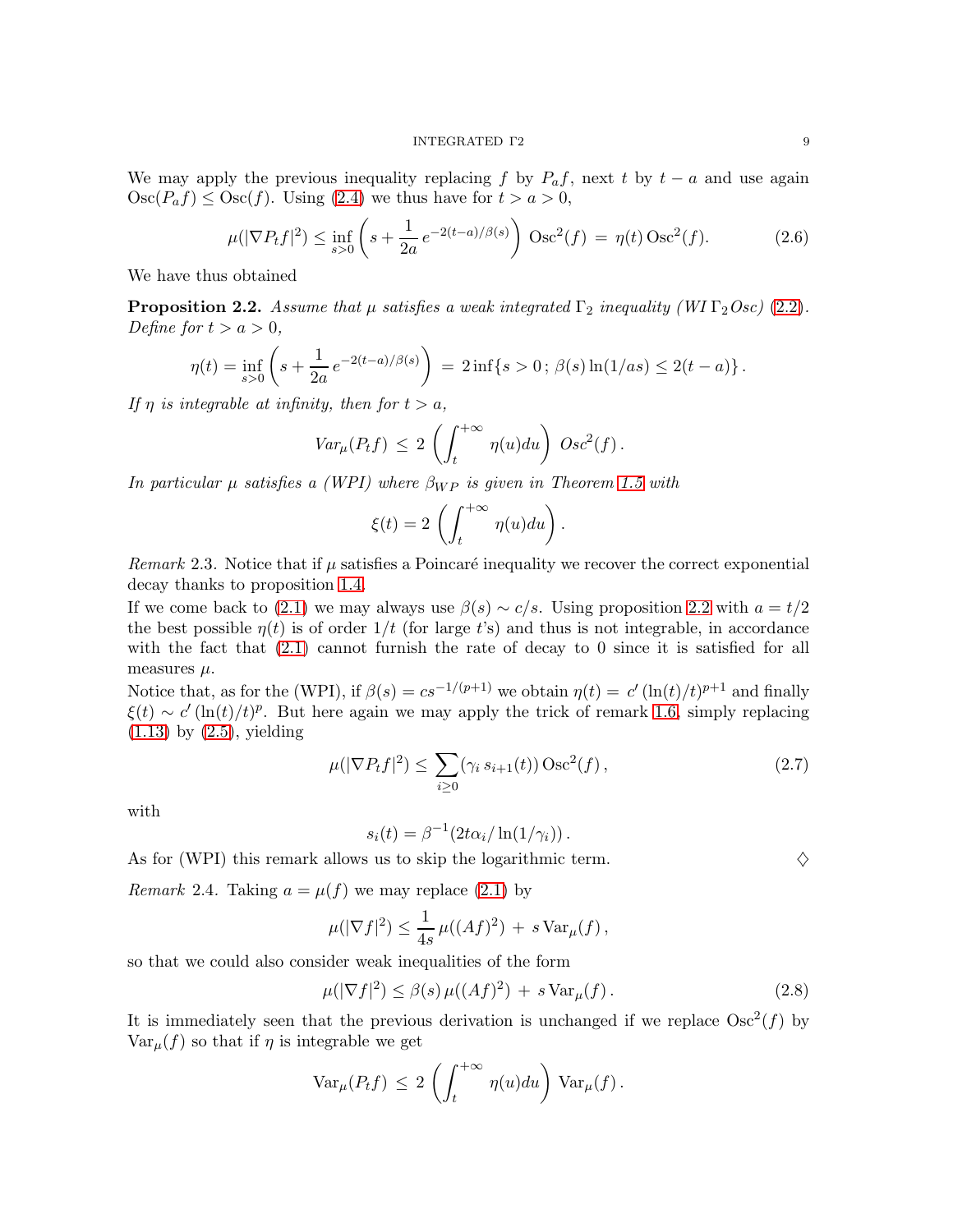We may apply the previous inequality replacing $f$ by $P_a f$, next $t$ by $t-a$ and use again $\text{Osc}(P_a f) \leq \text{Osc}(f)$. Using (2.4) we thus have for $t > a > 0$,

$$\mu(|\nabla P_t f|^2) \leq \inf_{s>0} \left( s + \frac{1}{2a} \, e^{-2(t-a)/\beta(s)} \right) \, \text{Osc}^2(f) \; = \; \eta(t) \, \text{Osc}^2(f). \tag{2.6}$$

We have thus obtained

**Proposition 2.2.** *Assume that $\mu$ satisfies a weak integrated $\Gamma_2$ inequality (WI $\Gamma_2$ Osc) (2.2). Define for $t > a > 0$,*

$$\eta(t) = \inf_{s>0} \left( s + \frac{1}{2a} \, e^{-2(t-a)/\beta(s)} \right) \; = \; 2 \inf\{s > 0 \, ; \, \beta(s) \ln(1/as) \leq 2(t-a)\} \, .$$

*If $\eta$ is integrable at infinity, then for $t > a$,*

$$Var_\mu(P_t f) \; \leq \; 2 \, \left( \int_t^{+\infty} \eta(u) du \right) \, Osc^2(f) \, .$$

*In particular $\mu$ satisfies a (WPI) where $\beta_{WP}$ is given in Theorem 1.5 with*

$$\xi(t) = 2 \, \left( \int_t^{+\infty} \eta(u) du \right) .$$

*Remark* 2.3. Notice that if $\mu$ satisfies a Poincaré inequality we recover the correct exponential decay thanks to proposition 1.4.

If we come back to (2.1) we may always use $\beta(s) \sim c/s$. Using proposition 2.2 with $a = t/2$ the best possible $\eta(t)$ is of order $1/t$ (for large $t$'s) and thus is not integrable, in accordance with the fact that (2.1) cannot furnish the rate of decay to 0 since it is satisfied for all measures $\mu$.

Notice that, as for the (WPI), if $\beta(s) = cs^{-1/(p+1)}$ we obtain $\eta(t) = c' \, (\ln(t)/t)^{p+1}$ and finally $\xi(t) \sim c' \, (\ln(t)/t)^p$. But here again we may apply the trick of remark 1.6, simply replacing (1.13) by (2.5), yielding

$$\mu(|\nabla P_t f|^2) \leq \sum_{i \geq 0} (\gamma_i \, s_{i+1}(t)) \, \text{Osc}^2(f) \, , \tag{2.7}$$

with

$$s_i(t) = \beta^{-1}(2t\alpha_i / \ln(1/\gamma_i)) \, .$$

As for (WPI) this remark allows us to skip the logarithmic term. ♢

*Remark* 2.4. Taking $a = \mu(f)$ we may replace (2.1) by

$$\mu(|\nabla f|^2) \leq \frac{1}{4s} \, \mu((Af)^2) \; + \; s \, \text{Var}_\mu(f) \, ,$$

so that we could also consider weak inequalities of the form

$$\mu(|\nabla f|^2) \leq \beta(s) \, \mu((Af)^2) \; + \; s \, \text{Var}_\mu(f) \, . \tag{2.8}$$

It is immediately seen that the previous derivation is unchanged if we replace $\text{Osc}^2(f)$ by $\text{Var}_\mu(f)$ so that if $\eta$ is integrable we get

$$\text{Var}_\mu(P_t f) \; \leq \; 2 \, \left( \int_t^{+\infty} \eta(u) du \right) \, \text{Var}_\mu(f) \, .$$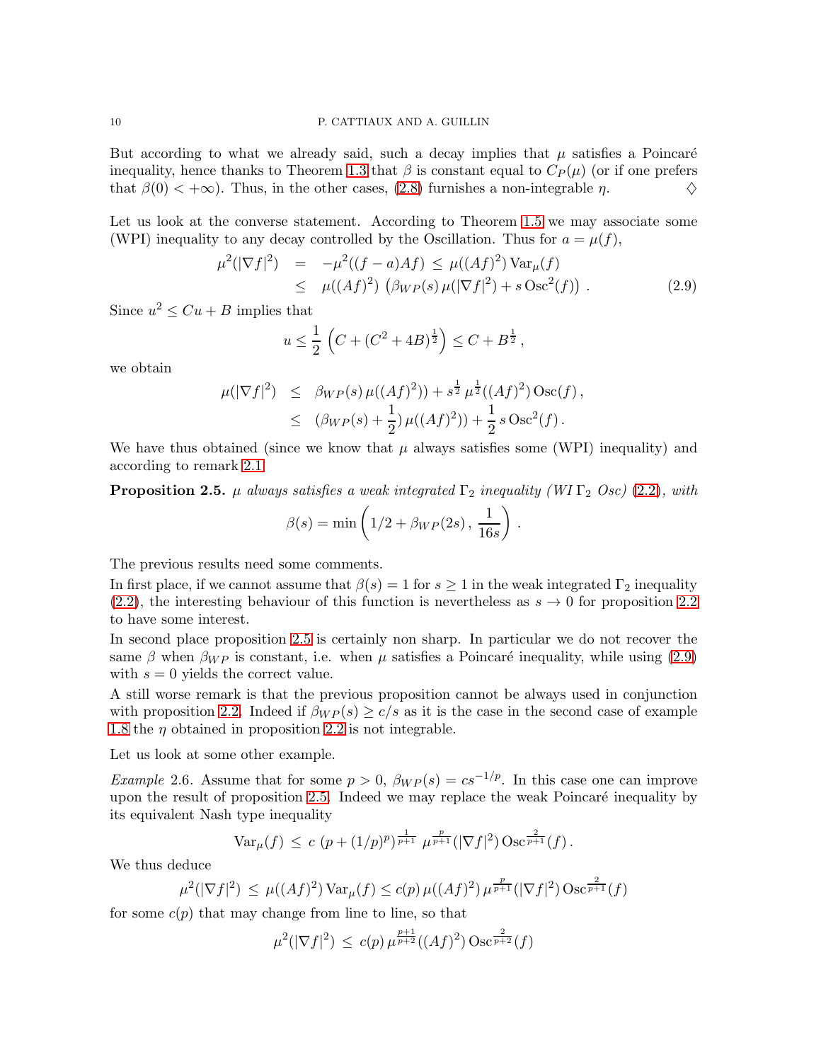But according to what we already said, such a decay implies that $\mu$ satisfies a Poincaré inequality, hence thanks to Theorem 1.3 that $\beta$ is constant equal to $C_P(\mu)$ (or if one prefers that $\beta(0) < +\infty$). Thus, in the other cases, (2.8) furnishes a non-integrable $\eta$. $\diamondsuit$

Let us look at the converse statement. According to Theorem 1.5 we may associate some (WPI) inequality to any decay controlled by the Oscillation. Thus for $a = \mu(f)$,

$$\begin{aligned} \mu^2(|\nabla f|^2) &= -\mu^2((f-a)Af) \le \mu((Af)^2)\,\mathrm{Var}_\mu(f) \\ &\le \mu((Af)^2)\,\left(\beta_{WP}(s)\,\mu(|\nabla f|^2) + s\,\mathrm{Osc}^2(f)\right) . \end{aligned} \tag{2.9}$$

Since $u^2 \le Cu + B$ implies that

$$u \le \frac{1}{2}\,\left(C + (C^2+4B)^{\frac{1}{2}}\right) \le C + B^{\frac{1}{2}}\,,$$

we obtain

$$\begin{aligned} \mu(|\nabla f|^2) &\le \beta_{WP}(s)\,\mu((Af)^2)) + s^{\frac{1}{2}}\,\mu^{\frac{1}{2}}((Af)^2)\,\mathrm{Osc}(f)\,, \\ &\le (\beta_{WP}(s) + \frac{1}{2})\,\mu((Af)^2)) + \frac{1}{2}\,s\,\mathrm{Osc}^2(f)\,. \end{aligned}$$

We have thus obtained (since we know that $\mu$ always satisfies some (WPI) inequality) and according to remark 2.1

**Proposition 2.5.** *$\mu$ always satisfies a weak integrated $\Gamma_2$ inequality (WI $\Gamma_2$ Osc) (2.2), with*

$$\beta(s) = \min\left(1/2 + \beta_{WP}(2s)\,,\,\frac{1}{16s}\right)\,.$$

The previous results need some comments.

In first place, if we cannot assume that $\beta(s) = 1$ for $s \ge 1$ in the weak integrated $\Gamma_2$ inequality (2.2), the interesting behaviour of this function is nevertheless as $s \to 0$ for proposition 2.2 to have some interest.

In second place proposition 2.5 is certainly non sharp. In particular we do not recover the same $\beta$ when $\beta_{WP}$ is constant, i.e. when $\mu$ satisfies a Poincaré inequality, while using (2.9) with $s = 0$ yields the correct value.

A still worse remark is that the previous proposition cannot be always used in conjunction with proposition 2.2. Indeed if $\beta_{WP}(s) \ge c/s$ as it is the case in the second case of example 1.8 the $\eta$ obtained in proposition 2.2 is not integrable.

Let us look at some other example.

*Example* 2.6. Assume that for some $p > 0$, $\beta_{WP}(s) = cs^{-1/p}$. In this case one can improve upon the result of proposition 2.5. Indeed we may replace the weak Poincaré inequality by its equivalent Nash type inequality

$$\mathrm{Var}_\mu(f) \le c\,\left(p + (1/p)^p\right)^{\frac{1}{p+1}}\,\mu^{\frac{p}{p+1}}(|\nabla f|^2)\,\mathrm{Osc}^{\frac{2}{p+1}}(f)\,.$$

We thus deduce

$$\mu^2(|\nabla f|^2) \le \mu((Af)^2)\,\mathrm{Var}_\mu(f) \le c(p)\,\mu((Af)^2)\,\mu^{\frac{p}{p+1}}(|\nabla f|^2)\,\mathrm{Osc}^{\frac{2}{p+1}}(f)$$

for some $c(p)$ that may change from line to line, so that

$$\mu^2(|\nabla f|^2) \le c(p)\,\mu^{\frac{p+1}{p+2}}((Af)^2)\,\mathrm{Osc}^{\frac{2}{p+2}}(f)$$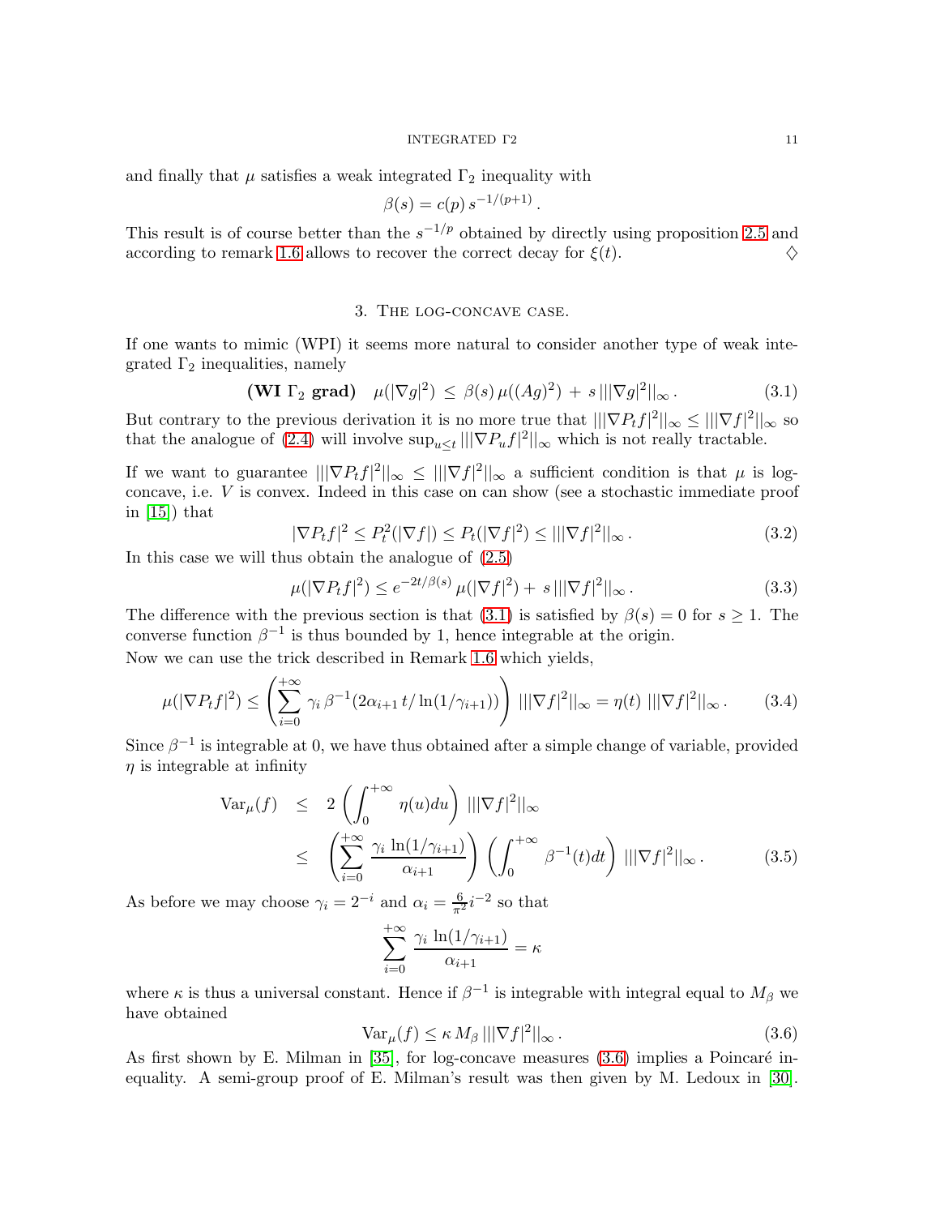and finally that $\mu$ satisfies a weak integrated $\Gamma_2$ inequality with

$$\beta(s) = c(p)\, s^{-1/(p+1)}\,.$$

This result is of course better than the $s^{-1/p}$ obtained by directly using proposition 2.5 and according to remark 1.6 allows to recover the correct decay for $\xi(t)$. $\diamondsuit$

## 3. The log-concave case.

If one wants to mimic (WPI) it seems more natural to consider another type of weak integrated $\Gamma_2$ inequalities, namely

$$\textbf{(WI } \boldsymbol{\Gamma_2} \textbf{ grad)} \quad \mu(|\nabla g|^2) \,\leq\, \beta(s)\, \mu((Ag)^2) \,+\, s\, |||\nabla g|^2||_\infty\,. \tag{3.1}$$

But contrary to the previous derivation it is no more true that $|||\nabla P_t f|^2||_\infty \leq |||\nabla f|^2||_\infty$ so that the analogue of (2.4) will involve $\sup_{u\leq t} |||\nabla P_u f|^2||_\infty$ which is not really tractable.

If we want to guarantee $|||\nabla P_t f|^2||_\infty \leq |||\nabla f|^2||_\infty$ a sufficient condition is that $\mu$ is log-concave, i.e. $V$ is convex. Indeed in this case on can show (see a stochastic immediate proof in [15]) that

$$|\nabla P_t f|^2 \leq P_t^2(|\nabla f|) \leq P_t(|\nabla f|^2) \leq |||\nabla f|^2||_\infty\,. \tag{3.2}$$

In this case we will thus obtain the analogue of (2.5)

$$\mu(|\nabla P_t f|^2) \leq e^{-2t/\beta(s)}\, \mu(|\nabla f|^2) + \, s\, |||\nabla f|^2||_\infty\,. \tag{3.3}$$

The difference with the previous section is that (3.1) is satisfied by $\beta(s) = 0$ for $s \geq 1$. The converse function $\beta^{-1}$ is thus bounded by 1, hence integrable at the origin.
Now we can use the trick described in Remark 1.6 which yields,

$$\mu(|\nabla P_t f|^2) \leq \left(\sum_{i=0}^{+\infty} \gamma_i\, \beta^{-1}(2\alpha_{i+1}\, t/\ln(1/\gamma_{i+1}))\right)\, |||\nabla f|^2||_\infty = \eta(t)\; |||\nabla f|^2||_\infty\,. \tag{3.4}$$

Since $\beta^{-1}$ is integrable at 0, we have thus obtained after a simple change of variable, provided $\eta$ is integrable at infinity

$$\begin{aligned} \text{Var}_\mu(f) \quad &\leq \quad 2\left(\int_0^{+\infty} \eta(u)du\right)\, |||\nabla f|^2||_\infty \\ &\leq \quad \left(\sum_{i=0}^{+\infty} \frac{\gamma_i\, \ln(1/\gamma_{i+1})}{\alpha_{i+1}}\right)\left(\int_0^{+\infty} \beta^{-1}(t)dt\right)\, |||\nabla f|^2||_\infty\,. \end{aligned} \tag{3.5}$$

As before we may choose $\gamma_i = 2^{-i}$ and $\alpha_i = \frac{6}{\pi^2} i^{-2}$ so that

$$\sum_{i=0}^{+\infty} \frac{\gamma_i\, \ln(1/\gamma_{i+1})}{\alpha_{i+1}} = \kappa$$

where $\kappa$ is thus a universal constant. Hence if $\beta^{-1}$ is integrable with integral equal to $M_\beta$ we have obtained

$$\text{Var}_\mu(f) \leq \kappa\, M_\beta\, |||\nabla f|^2||_\infty\,. \tag{3.6}$$

As first shown by E. Milman in [35], for log-concave measures (3.6) implies a Poincaré inequality. A semi-group proof of E. Milman's result was then given by M. Ledoux in [30].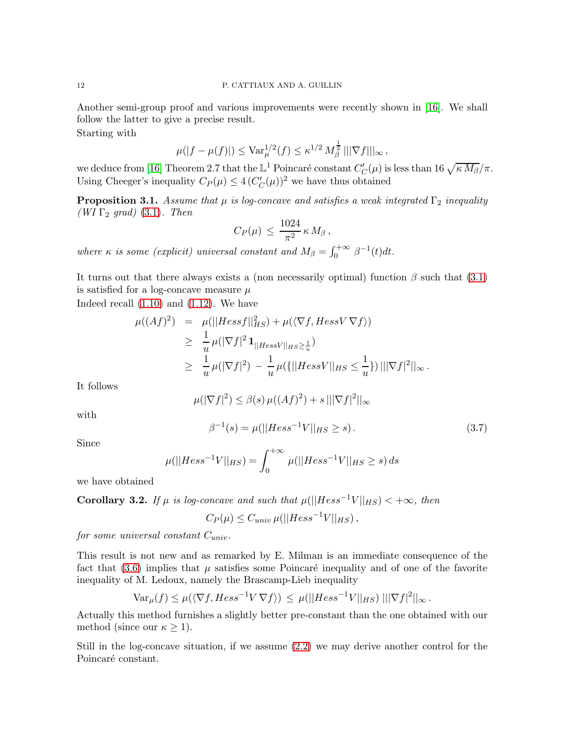Another semi-group proof and various improvements were recently shown in [16]. We shall follow the latter to give a precise result.

Starting with

$$\mu(|f-\mu(f)|) \leq \text{Var}_\mu^{1/2}(f) \leq \kappa^{1/2}\, M_\beta^{\frac{1}{2}}\, |||\nabla f|||_\infty \,,$$

we deduce from [16] Theorem 2.7 that the $\mathbb{L}^1$ Poincaré constant $C'_C(\mu)$ is less than $16\,\sqrt{\kappa\, M_\beta}/\pi$. Using Cheeger's inequality $C_P(\mu) \leq 4\,(C'_C(\mu))^2$ we have thus obtained

**Proposition 3.1.** *Assume that $\mu$ is log-concave and satisfies a weak integrated $\Gamma_2$ inequality (WI $\Gamma_2$ grad) (3.1). Then*

$$C_P(\mu) \,\leq\, \frac{1024}{\pi^2}\,\kappa\, M_\beta \,,$$

*where $\kappa$ is some (explicit) universal constant and $M_\beta = \int_0^{+\infty}\,\beta^{-1}(t)dt$.*

It turns out that there always exists a (non necessarily optimal) function $\beta$ such that (3.1) is satisfied for a log-concave measure $\mu$

Indeed recall (1.10) and (1.12). We have

$$\begin{aligned}
\mu((Af)^2) &= \mu(||Hess f||_{HS}^2) + \mu(\langle \nabla f, Hess V\, \nabla f\rangle) \\
&\geq \frac{1}{u}\,\mu(|\nabla f|^2\, \mathbf{1}_{||Hess V||_{HS} \geq \frac{1}{u}}) \\
&\geq \frac{1}{u}\,\mu(|\nabla f|^2) \,-\, \frac{1}{u}\,\mu(\{||Hess V||_{HS} \leq \frac{1}{u}\})\, |||\nabla f|^2||_\infty \,.
\end{aligned}$$

It follows

$$\mu(|\nabla f|^2) \leq \beta(s)\,\mu((Af)^2) + s\, |||\nabla f|^2||_\infty$$

with

$$\beta^{-1}(s) = \mu(||Hess^{-1} V||_{HS} \geq s)\,. \tag{3.7}$$

Since

$$\mu(||Hess^{-1}V||_{HS}) = \int_0^{+\infty}\,\mu(||Hess^{-1}V||_{HS} \geq s)\, ds$$

we have obtained

**Corollary 3.2.** *If $\mu$ is log-concave and such that $\mu(||Hess^{-1}V||_{HS}) < +\infty$, then*

$$C_P(\mu) \leq C_{univ}\,\mu(||Hess^{-1}V||_{HS})\,,$$

*for some universal constant $C_{univ}$.*

This result is not new and as remarked by E. Milman is an immediate consequence of the fact that (3.6) implies that $\mu$ satisfies some Poincaré inequality and of one of the favorite inequality of M. Ledoux, namely the Brascamp-Lieb inequality

$$\text{Var}_\mu(f) \leq \mu(\langle \nabla f, Hess^{-1}V\,\nabla f\rangle) \,\leq\, \mu(||Hess^{-1}V||_{HS})\; |||\nabla f|^2||_\infty \,.$$

Actually this method furnishes a slightly better pre-constant than the one obtained with our method (since our $\kappa \geq 1$).

Still in the log-concave situation, if we assume (2.2) we may derive another control for the Poincaré constant.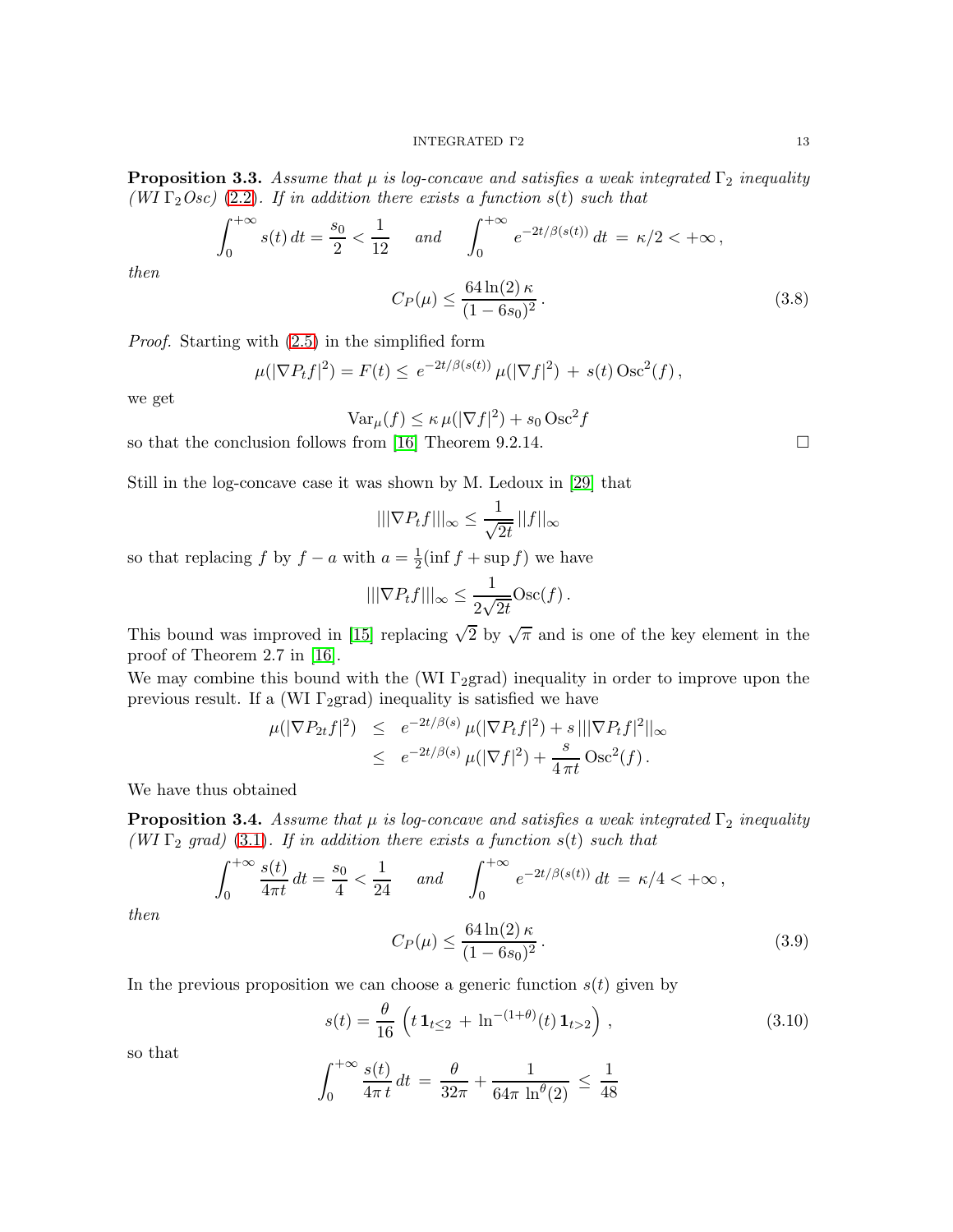**Proposition 3.3.** *Assume that $\mu$ is log-concave and satisfies a weak integrated $\Gamma_2$ inequality (WI $\Gamma_2 Osc$) (2.2). If in addition there exists a function $s(t)$ such that*

$$\int_0^{+\infty} s(t)\,dt = \frac{s_0}{2} < \frac{1}{12} \quad \text{ and } \quad \int_0^{+\infty} e^{-2t/\beta(s(t))}\,dt \,=\, \kappa/2 < +\infty\,,$$

*then*

$$C_P(\mu) \leq \frac{64\ln(2)\,\kappa}{(1-6s_0)^2}\,. \tag{3.8}$$

*Proof.* Starting with (2.5) in the simplified form

$$\mu(|\nabla P_t f|^2) = F(t) \leq \, e^{-2t/\beta(s(t))}\,\mu(|\nabla f|^2) \,+\, s(t)\,\text{Osc}^2(f)\,,$$

we get

$$\text{Var}_\mu(f) \leq \kappa\,\mu(|\nabla f|^2) + s_0\,\text{Osc}^2 f$$

so that the conclusion follows from [16] Theorem 9.2.14. $\square$

Still in the log-concave case it was shown by M. Ledoux in [29] that

$$|||\nabla P_t f|||_\infty \leq \frac{1}{\sqrt{2t}}\,||f||_\infty$$

so that replacing $f$ by $f-a$ with $a = \frac{1}{2}(\inf f + \sup f)$ we have

$$|||\nabla P_t f|||_\infty \leq \frac{1}{2\sqrt{2t}}\text{Osc}(f)\,.$$

This bound was improved in [15] replacing $\sqrt{2}$ by $\sqrt{\pi}$ and is one of the key element in the proof of Theorem 2.7 in [16].

We may combine this bound with the (WI $\Gamma_2$grad) inequality in order to improve upon the previous result. If a (WI $\Gamma_2$grad) inequality is satisfied we have

$$\begin{aligned}
\mu(|\nabla P_{2t} f|^2) &\leq e^{-2t/\beta(s)}\,\mu(|\nabla P_t f|^2) + s\,|||\nabla P_t f|^2||_\infty \\
&\leq e^{-2t/\beta(s)}\,\mu(|\nabla f|^2) + \frac{s}{4\,\pi t}\,\text{Osc}^2(f)\,.
\end{aligned}$$

We have thus obtained

**Proposition 3.4.** *Assume that $\mu$ is log-concave and satisfies a weak integrated $\Gamma_2$ inequality (WI $\Gamma_2$ grad) (3.1). If in addition there exists a function $s(t)$ such that*

$$\int_0^{+\infty} \frac{s(t)}{4\pi t}\,dt = \frac{s_0}{4} < \frac{1}{24} \quad \text{ and } \quad \int_0^{+\infty} e^{-2t/\beta(s(t))}\,dt \,=\, \kappa/4 < +\infty\,,$$

*then*

$$C_P(\mu) \leq \frac{64\ln(2)\,\kappa}{(1-6s_0)^2}\,. \tag{3.9}$$

In the previous proposition we can choose a generic function $s(t)$ given by

$$s(t) = \frac{\theta}{16}\,\left(t\,\mathbf{1}_{t\leq 2} \,+\, \ln^{-(1+\theta)}(t)\,\mathbf{1}_{t>2}\right)\,, \tag{3.10}$$

so that

$$\int_0^{+\infty} \frac{s(t)}{4\pi\,t}\,dt \,=\, \frac{\theta}{32\pi} + \frac{1}{64\pi\,\ln^\theta(2)} \,\leq\, \frac{1}{48}$$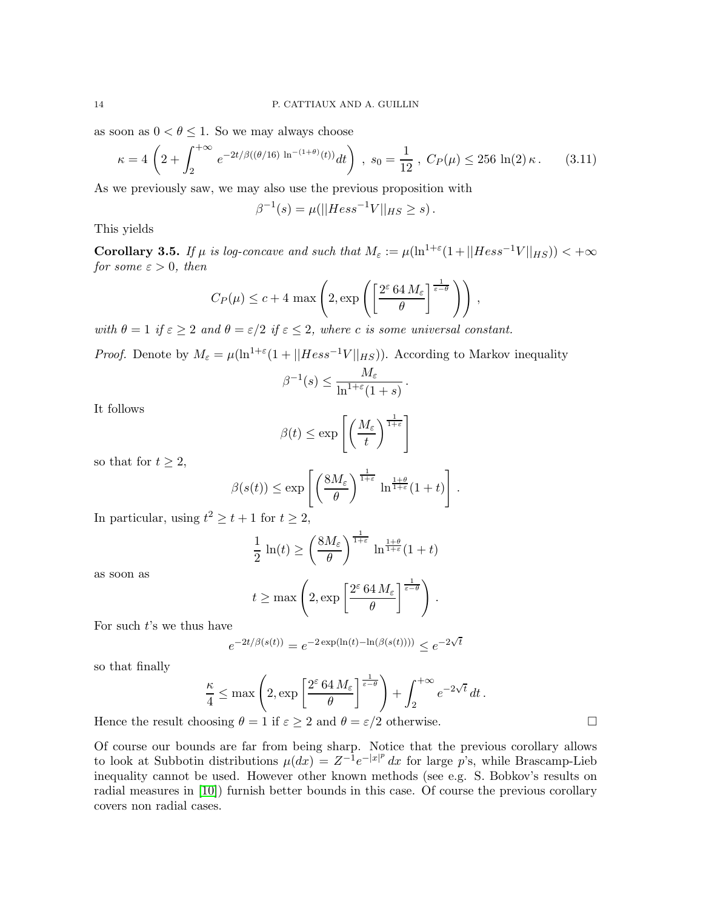as soon as $0 < \theta \leq 1$. So we may always choose

$$\kappa = 4\,\left(2 + \int_2^{+\infty} e^{-2t/\beta((\theta/16)\,\ln^{-(1+\theta)}(t))} dt\right)\;,\; s_0 = \frac{1}{12}\;,\; C_P(\mu) \leq 256\,\ln(2)\,\kappa\,. \tag{3.11}$$

As we previously saw, we may also use the previous proposition with

$$\beta^{-1}(s) = \mu(||Hess^{-1}V||_{HS} \geq s)\,.$$

This yields

**Corollary 3.5.** *If $\mu$ is log-concave and such that $M_\varepsilon := \mu(\ln^{1+\varepsilon}(1+||Hess^{-1}V||_{HS})) < +\infty$ for some $\varepsilon > 0$, then*

$$C_P(\mu) \leq c + 4\,\max\left(2, \exp\left(\left[\frac{2^\varepsilon\,64\,M_\varepsilon}{\theta}\right]^{\frac{1}{\varepsilon-\theta}}\right)\right)\,,$$

*with $\theta = 1$ if $\varepsilon \geq 2$ and $\theta = \varepsilon/2$ if $\varepsilon \leq 2$, where $c$ is some universal constant.*

*Proof.* Denote by $M_\varepsilon = \mu(\ln^{1+\varepsilon}(1+||Hess^{-1}V||_{HS}))$. According to Markov inequality

$$\beta^{-1}(s) \leq \frac{M_\varepsilon}{\ln^{1+\varepsilon}(1+s)}\,.$$

It follows

$$\beta(t) \leq \exp\left[\left(\frac{M_\varepsilon}{t}\right)^{\frac{1}{1+\varepsilon}}\right]$$

so that for $t \geq 2$,

$$\beta(s(t)) \leq \exp\left[\left(\frac{8M_\varepsilon}{\theta}\right)^{\frac{1}{1+\varepsilon}}\,\ln^{\frac{1+\theta}{1+\varepsilon}}(1+t)\right]\,.$$

In particular, using $t^2 \geq t+1$ for $t \geq 2$,

$$\frac{1}{2}\,\ln(t) \geq \left(\frac{8M_\varepsilon}{\theta}\right)^{\frac{1}{1+\varepsilon}}\,\ln^{\frac{1+\theta}{1+\varepsilon}}(1+t)$$

as soon as

$$t \geq \max\left(2, \exp\left[\frac{2^\varepsilon\,64\,M_\varepsilon}{\theta}\right]^{\frac{1}{\varepsilon-\theta}}\right)\,.$$

For such $t$'s we thus have

$$e^{-2t/\beta(s(t))} = e^{-2\exp(\ln(t)-\ln(\beta(s(t))))} \leq e^{-2\sqrt{t}}$$

so that finally

$$\frac{\kappa}{4} \leq \max\left(2, \exp\left[\frac{2^\varepsilon\,64\,M_\varepsilon}{\theta}\right]^{\frac{1}{\varepsilon-\theta}}\right) + \int_2^{+\infty} e^{-2\sqrt{t}}\,dt\,.$$

Hence the result choosing $\theta = 1$ if $\varepsilon \geq 2$ and $\theta = \varepsilon/2$ otherwise. □

Of course our bounds are far from being sharp. Notice that the previous corollary allows to look at Subbotin distributions $\mu(dx) = Z^{-1}e^{-|x|^p}\,dx$ for large $p$'s, while Brascamp-Lieb inequality cannot be used. However other known methods (see e.g. S. Bobkov's results on radial measures in [10]) furnish better bounds in this case. Of course the previous corollary covers non radial cases.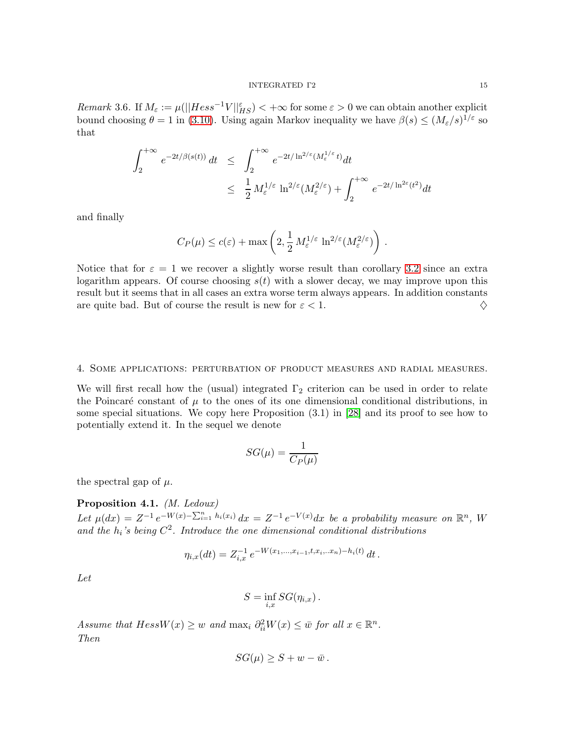*Remark* 3.6. If $M_\varepsilon := \mu(||Hess^{-1}V||_{HS}^\varepsilon) < +\infty$ for some $\varepsilon > 0$ we can obtain another explicit bound choosing $\theta = 1$ in (3.10). Using again Markov inequality we have $\beta(s) \leq (M_\varepsilon/s)^{1/\varepsilon}$ so that

$$
\begin{aligned}
\int_2^{+\infty} e^{-2t/\beta(s(t))}\, dt &\leq \int_2^{+\infty} e^{-2t/\ln^{2/\varepsilon}(M_\varepsilon^{1/\varepsilon}\, t)} dt \\
&\leq \frac{1}{2}\, M_\varepsilon^{1/\varepsilon}\, \ln^{2/\varepsilon}(M_\varepsilon^{2/\varepsilon}) + \int_2^{+\infty} e^{-2t/\ln^{2\varepsilon}(t^2)} dt
\end{aligned}
$$

and finally

$$
C_P(\mu) \leq c(\varepsilon) + \max\left(2, \frac{1}{2}\, M_\varepsilon^{1/\varepsilon}\, \ln^{2/\varepsilon}(M_\varepsilon^{2/\varepsilon})\right).
$$

Notice that for $\varepsilon = 1$ we recover a slightly worse result than corollary 3.2 since an extra logarithm appears. Of course choosing $s(t)$ with a slower decay, we may improve upon this result but it seems that in all cases an extra worse term always appears. In addition constants are quite bad. But of course the result is new for $\varepsilon < 1$. ♢

## 4. Some applications: perturbation of product measures and radial measures.

We will first recall how the (usual) integrated $\Gamma_2$ criterion can be used in order to relate the Poincaré constant of $\mu$ to the ones of its one dimensional conditional distributions, in some special situations. We copy here Proposition (3.1) in [28] and its proof to see how to potentially extend it. In the sequel we denote

$$
SG(\mu) = \frac{1}{C_P(\mu)}
$$

the spectral gap of $\mu$.

**Proposition 4.1.** *(M. Ledoux)*
*Let $\mu(dx) = Z^{-1}\, e^{-W(x) - \sum_{i=1}^n h_i(x_i)}\, dx = Z^{-1}\, e^{-V(x)} dx$ be a probability measure on $\mathbb{R}^n$, $W$ and the $h_i$'s being $C^2$. Introduce the one dimensional conditional distributions*

$$
\eta_{i,x}(dt) = Z_{i,x}^{-1}\, e^{-W(x_1,\ldots,x_{i-1},t,x_i,..x_n) - h_i(t)}\, dt\,.
$$

*Let*

$$
S = \inf_{i,x} SG(\eta_{i,x})\,.
$$

*Assume that $HessW(x) \geq w$ and $\max_i\, \partial^2_{ii} W(x) \leq \bar{w}$ for all $x \in \mathbb{R}^n$.*
*Then*

$$
SG(\mu) \geq S + w - \bar{w}\,.
$$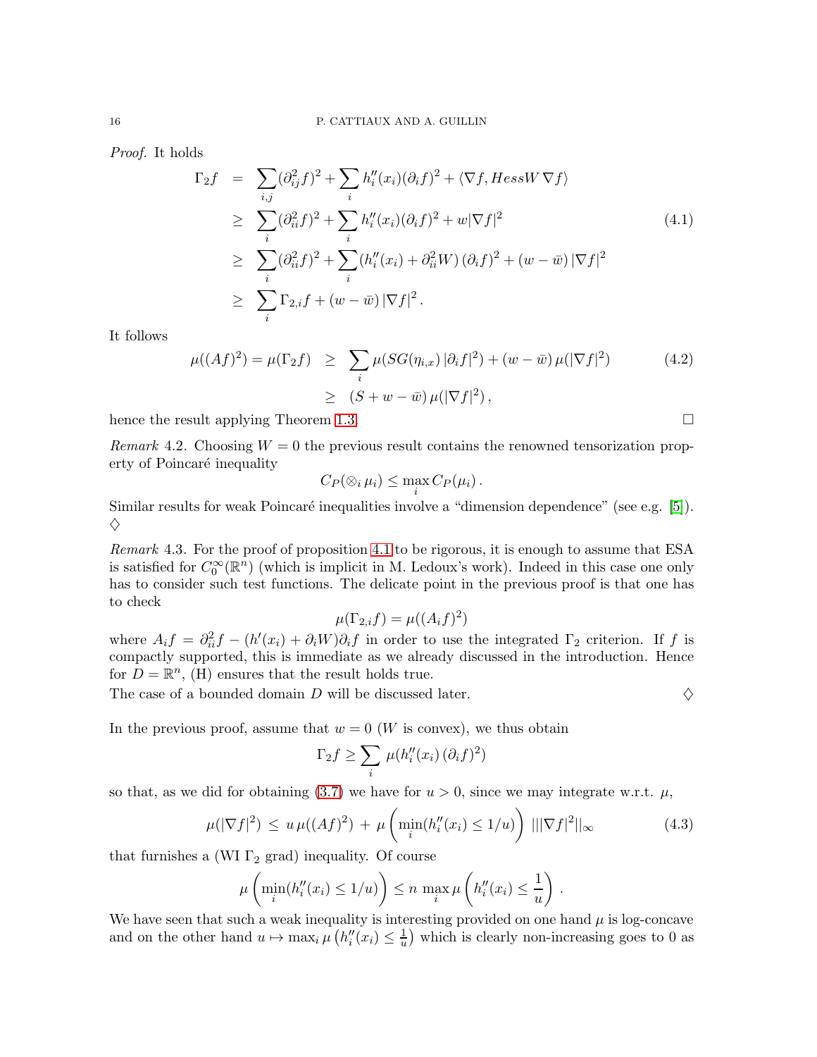*Proof.* It holds

$$
\begin{aligned}
\Gamma_2 f &= \sum_{i,j} (\partial^2_{ij} f)^2 + \sum_i h''_i(x_i)(\partial_i f)^2 + \langle \nabla f, Hess W \, \nabla f\rangle \\
&\geq \sum_i (\partial^2_{ii} f)^2 + \sum_i h''_i(x_i)(\partial_i f)^2 + w|\nabla f|^2 \\
&\geq \sum_i (\partial^2_{ii} f)^2 + \sum_i (h''_i(x_i) + \partial^2_{ii} W)\,(\partial_i f)^2 + (w - \bar{w})\,|\nabla f|^2 \\
&\geq \sum_i \Gamma_{2,i} f + (w - \bar{w})\,|\nabla f|^2 \,.
\end{aligned}
\tag{4.1}
$$

It follows

$$
\begin{aligned}
\mu((Af)^2) = \mu(\Gamma_2 f) &\geq \sum_i \mu(SG(\eta_{i,x})\,|\partial_i f|^2) + (w - \bar{w})\,\mu(|\nabla f|^2) \\
&\geq (S + w - \bar{w})\,\mu(|\nabla f|^2)\,,
\end{aligned}
\tag{4.2}
$$

hence the result applying Theorem 1.3. □

*Remark* 4.2. Choosing $W = 0$ the previous result contains the renowned tensorization property of Poincaré inequality

$$
C_P(\otimes_i \mu_i) \leq \max_i C_P(\mu_i)\,.
$$

Similar results for weak Poincaré inequalities involve a "dimension dependence" (see e.g. [5]). ♢

*Remark* 4.3. For the proof of proposition 4.1 to be rigorous, it is enough to assume that ESA is satisfied for $C_0^\infty(\mathbb{R}^n)$ (which is implicit in M. Ledoux's work). Indeed in this case one only has to consider such test functions. The delicate point in the previous proof is that one has to check

$$
\mu(\Gamma_{2,i} f) = \mu((A_i f)^2)
$$

where $A_i f = \partial^2_{ii} f - (h'(x_i) + \partial_i W)\partial_i f$ in order to use the integrated $\Gamma_2$ criterion. If $f$ is compactly supported, this is immediate as we already discussed in the introduction. Hence for $D = \mathbb{R}^n$, (H) ensures that the result holds true.
The case of a bounded domain $D$ will be discussed later. ♢

In the previous proof, assume that $w = 0$ ($W$ is convex), we thus obtain

$$
\Gamma_2 f \geq \sum_i \, \mu(h''_i(x_i)\,(\partial_i f)^2)
$$

so that, as we did for obtaining (3.7) we have for $u > 0$, since we may integrate w.r.t. $\mu$,

$$
\mu(|\nabla f|^2) \,\leq\, u\,\mu((Af)^2) \,+\, \mu\left(\min_i (h''_i(x_i) \leq 1/u)\right) \, |||\nabla f|^2||_\infty
\tag{4.3}
$$

that furnishes a (WI $\Gamma_2$ grad) inequality. Of course

$$
\mu\left(\min_i (h''_i(x_i) \leq 1/u)\right) \leq n \, \max_i \mu\left(h''_i(x_i) \leq \frac{1}{u}\right)\,.
$$

We have seen that such a weak inequality is interesting provided on one hand $\mu$ is log-concave and on the other hand $u \mapsto \max_i \mu\left(h''_i(x_i) \leq \frac{1}{u}\right)$ which is clearly non-increasing goes to 0 as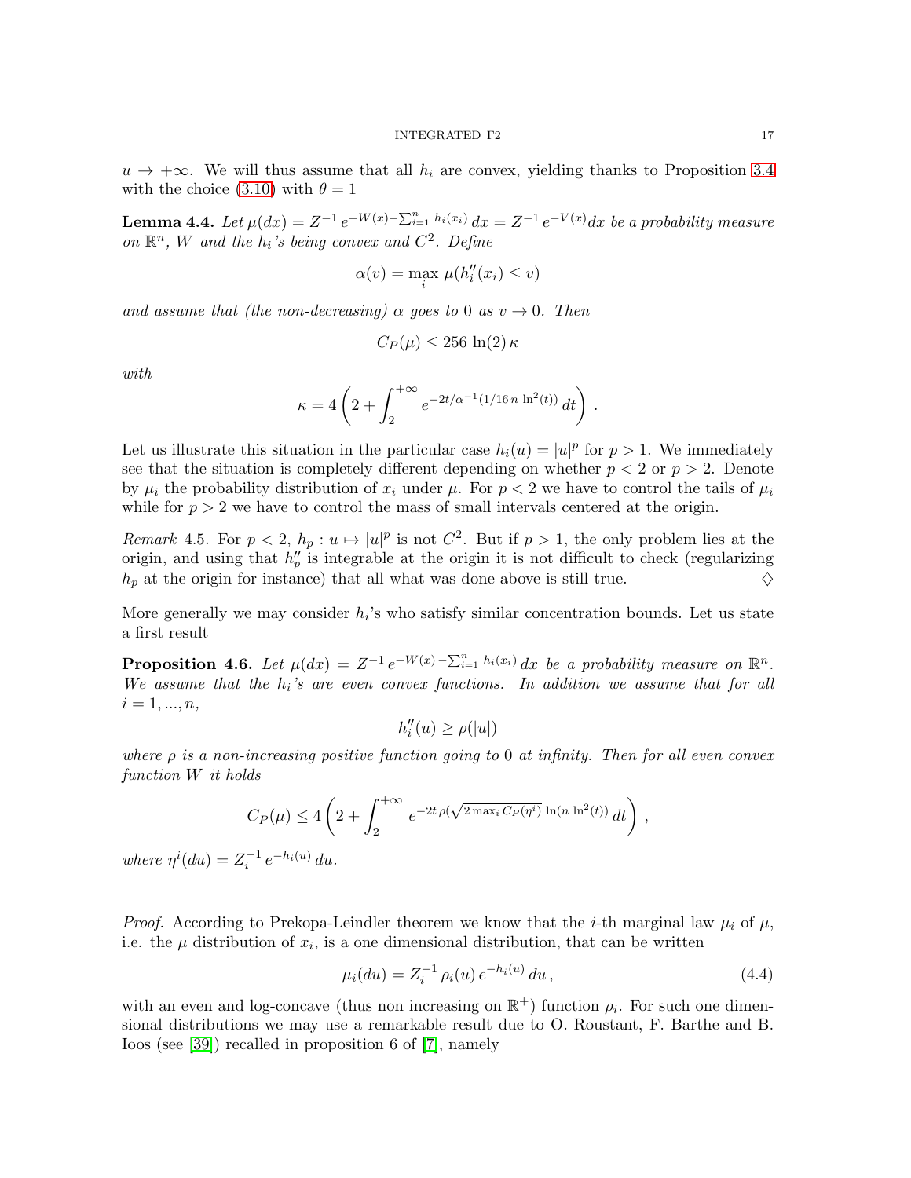$u \to +\infty$. We will thus assume that all $h_i$ are convex, yielding thanks to Proposition 3.4 with the choice (3.10) with $\theta = 1$

**Lemma 4.4.** *Let $\mu(dx) = Z^{-1} e^{-W(x) - \sum_{i=1}^n h_i(x_i)} dx = Z^{-1} e^{-V(x)} dx$ be a probability measure on $\mathbb{R}^n$, $W$ and the $h_i$'s being convex and $C^2$. Define*

$$\alpha(v) = \max_i \mu(h_i''(x_i) \leq v)$$

*and assume that (the non-decreasing) $\alpha$ goes to 0 as $v \to 0$. Then*

$$C_P(\mu) \leq 256 \ln(2) \kappa$$

*with*

$$\kappa = 4 \left( 2 + \int_2^{+\infty} e^{-2t/\alpha^{-1}(1/16\, n\, \ln^2(t))} dt \right) .$$

Let us illustrate this situation in the particular case $h_i(u) = |u|^p$ for $p > 1$. We immediately see that the situation is completely different depending on whether $p < 2$ or $p > 2$. Denote by $\mu_i$ the probability distribution of $x_i$ under $\mu$. For $p < 2$ we have to control the tails of $\mu_i$ while for $p > 2$ we have to control the mass of small intervals centered at the origin.

*Remark* 4.5. For $p < 2$, $h_p : u \mapsto |u|^p$ is not $C^2$. But if $p > 1$, the only problem lies at the origin, and using that $h_p''$ is integrable at the origin it is not difficult to check (regularizing $h_p$ at the origin for instance) that all what was done above is still true. ♢

More generally we may consider $h_i$'s who satisfy similar concentration bounds. Let us state a first result

**Proposition 4.6.** *Let $\mu(dx) = Z^{-1} e^{-W(x) - \sum_{i=1}^n h_i(x_i)} dx$ be a probability measure on $\mathbb{R}^n$. We assume that the $h_i$'s are even convex functions. In addition we assume that for all $i = 1, ..., n$,*

$$h_i''(u) \geq \rho(|u|)$$

*where $\rho$ is a non-increasing positive function going to 0 at infinity. Then for all even convex function $W$ it holds*

$$C_P(\mu) \leq 4 \left( 2 + \int_2^{+\infty} e^{-2t\, \rho\left(\sqrt{2 \max_i C_P(\eta^i)}\, \ln(n\, \ln^2(t))\right)} dt \right) ,$$

*where $\eta^i(du) = Z_i^{-1} e^{-h_i(u)} du$.*

*Proof.* According to Prekopa-Leindler theorem we know that the $i$-th marginal law $\mu_i$ of $\mu$, i.e. the $\mu$ distribution of $x_i$, is a one dimensional distribution, that can be written

$$\mu_i(du) = Z_i^{-1} \rho_i(u) e^{-h_i(u)} du , \tag{4.4}$$

with an even and log-concave (thus non increasing on $\mathbb{R}^+$) function $\rho_i$. For such one dimensional distributions we may use a remarkable result due to O. Roustant, F. Barthe and B. Ioos (see [39]) recalled in proposition 6 of [7], namely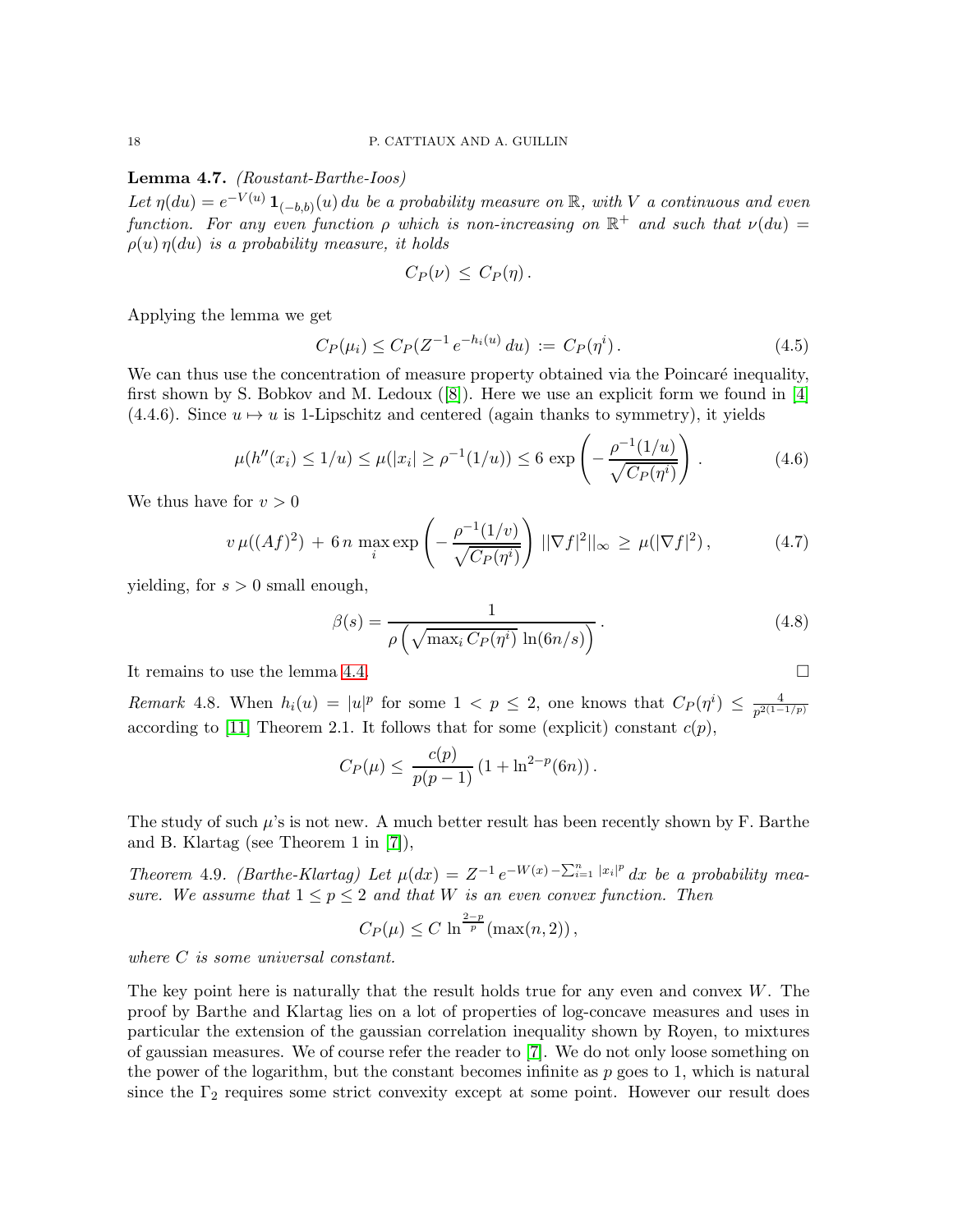**Lemma 4.7.** *(Roustant-Barthe-Ioos)*
*Let $\eta(du) = e^{-V(u)}\, \mathbf{1}_{(-b,b)}(u)\, du$ be a probability measure on $\mathbb{R}$, with $V$ a continuous and even function. For any even function $\rho$ which is non-increasing on $\mathbb{R}^+$ and such that $\nu(du) = \rho(u)\, \eta(du)$ is a probability measure, it holds*

$$C_P(\nu) \, \leq \, C_P(\eta)\,.$$

Applying the lemma we get

$$C_P(\mu_i) \leq C_P(Z^{-1}\, e^{-h_i(u)}\, du) \, := \, C_P(\eta^i)\,. \tag{4.5}$$

We can thus use the concentration of measure property obtained via the Poincaré inequality, first shown by S. Bobkov and M. Ledoux ([8]). Here we use an explicit form we found in [4] (4.4.6). Since $u \mapsto u$ is 1-Lipschitz and centered (again thanks to symmetry), it yields

$$\mu(h''(x_i) \leq 1/u) \leq \mu(|x_i| \geq \rho^{-1}(1/u)) \leq 6\, \exp\left(- \frac{\rho^{-1}(1/u)}{\sqrt{C_P(\eta^i)}}\right)\,. \tag{4.6}$$

We thus have for $v > 0$

$$v\, \mu((Af)^2) \, + \, 6\, n\, \max_i \exp\left(- \frac{\rho^{-1}(1/v)}{\sqrt{C_P(\eta^i)}}\right)\, ||\nabla f|^2||_\infty \, \geq \, \mu(|\nabla f|^2)\,, \tag{4.7}$$

yielding, for $s > 0$ small enough,

$$\beta(s) = \frac{1}{\rho\left(\sqrt{\max_i C_P(\eta^i)}\, \ln(6n/s)\right)}\,. \tag{4.8}$$

It remains to use the lemma 4.4. $\square$

*Remark* 4.8. When $h_i(u) = |u|^p$ for some $1 < p \leq 2$, one knows that $C_P(\eta^i) \leq \frac{4}{p^{2(1-1/p)}}$ according to [11] Theorem 2.1. It follows that for some (explicit) constant $c(p)$,

$$C_P(\mu) \leq \, \frac{c(p)}{p(p-1)}\, (1 + \ln^{2-p}(6n))\,.$$

The study of such $\mu$'s is not new. A much better result has been recently shown by F. Barthe and B. Klartag (see Theorem 1 in [7]),

*Theorem* 4.9. *(Barthe-Klartag) Let $\mu(dx) = Z^{-1}\, e^{-W(x) - \sum_{i=1}^n |x_i|^p}\, dx$ be a probability measure. We assume that $1 \leq p \leq 2$ and that $W$ is an even convex function. Then*

$$C_P(\mu) \leq C\, \ln^{\frac{2-p}{p}}(\max(n, 2))\,,$$

*where $C$ is some universal constant.*

The key point here is naturally that the result holds true for any even and convex $W$. The proof by Barthe and Klartag lies on a lot of properties of log-concave measures and uses in particular the extension of the gaussian correlation inequality shown by Royen, to mixtures of gaussian measures. We of course refer the reader to [7]. We do not only loose something on the power of the logarithm, but the constant becomes infinite as $p$ goes to 1, which is natural since the $\Gamma_2$ requires some strict convexity except at some point. However our result does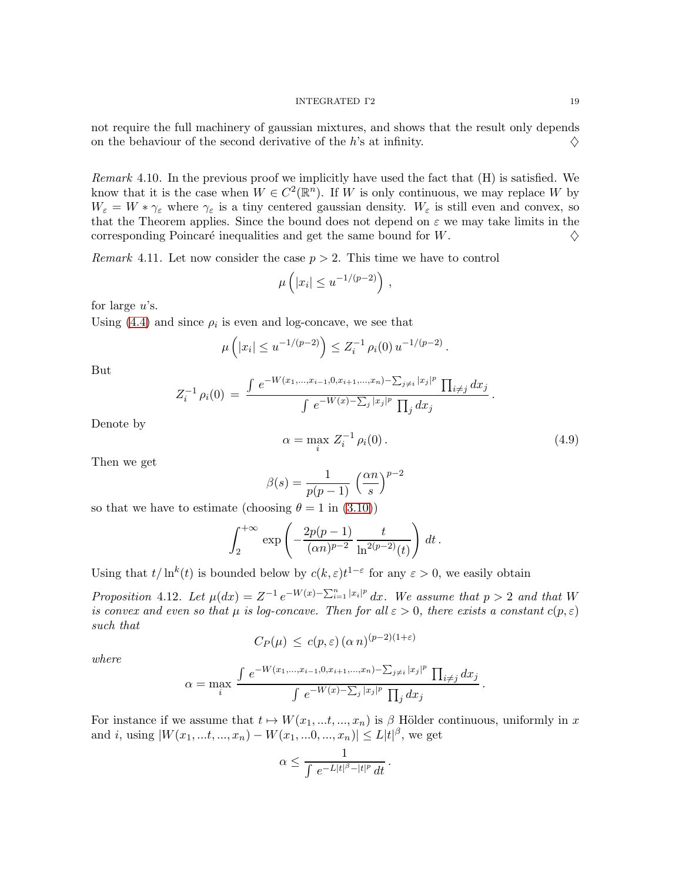not require the full machinery of gaussian mixtures, and shows that the result only depends on the behaviour of the second derivative of the $h$'s at infinity. $\diamondsuit$

*Remark* 4.10. In the previous proof we implicitly have used the fact that (H) is satisfied. We know that it is the case when $W \in C^2(\mathbb{R}^n)$. If $W$ is only continuous, we may replace $W$ by $W_\varepsilon = W * \gamma_\varepsilon$ where $\gamma_\varepsilon$ is a tiny centered gaussian density. $W_\varepsilon$ is still even and convex, so that the Theorem applies. Since the bound does not depend on $\varepsilon$ we may take limits in the corresponding Poincaré inequalities and get the same bound for $W$. $\diamondsuit$

*Remark* 4.11. Let now consider the case $p > 2$. This time we have to control

$$\mu\left(|x_i| \leq u^{-1/(p-2)}\right) ,$$

for large $u$'s.

Using (4.4) and since $\rho_i$ is even and log-concave, we see that

$$\mu\left(|x_i| \leq u^{-1/(p-2)}\right) \leq Z_i^{-1}\, \rho_i(0)\, u^{-1/(p-2)} .$$

But

$$Z_i^{-1}\, \rho_i(0) \;=\; \frac{\int\, e^{-W(x_1,\ldots,x_{i-1},0,x_{i+1},\ldots,x_n) - \sum_{j\neq i} |x_j|^p}\, \prod_{i\neq j} dx_j}{\int\, e^{-W(x) - \sum_j |x_j|^p}\, \prod_j dx_j} .$$

Denote by

$$\alpha = \max_i\, Z_i^{-1}\, \rho_i(0) . \tag{4.9}$$

Then we get

$$\beta(s) = \frac{1}{p(p-1)}\, \left(\frac{\alpha n}{s}\right)^{p-2}$$

so that we have to estimate (choosing $\theta = 1$ in (3.10))

$$\int_2^{+\infty} \exp\left(-\frac{2p(p-1)}{(\alpha n)^{p-2}}\, \frac{t}{\ln^{2(p-2)}(t)}\right)\, dt .$$

Using that $t/\ln^k(t)$ is bounded below by $c(k,\varepsilon)t^{1-\varepsilon}$ for any $\varepsilon > 0$, we easily obtain

*Proposition* 4.12. *Let $\mu(dx) = Z^{-1}\, e^{-W(x) - \sum_{i=1}^n |x_i|^p}\, dx$. We assume that $p > 2$ and that $W$ is convex and even so that $\mu$ is log-concave. Then for all $\varepsilon > 0$, there exists a constant $c(p,\varepsilon)$ such that*

$$C_P(\mu) \;\leq\; c(p,\varepsilon)\, (\alpha\, n)^{(p-2)(1+\varepsilon)}$$

*where*

$$\alpha = \max_i\, \frac{\int\, e^{-W(x_1,\ldots,x_{i-1},0,x_{i+1},\ldots,x_n) - \sum_{j\neq i} |x_j|^p}\, \prod_{i\neq j} dx_j}{\int\, e^{-W(x) - \sum_j |x_j|^p}\, \prod_j dx_j} .$$

For instance if we assume that $t \mapsto W(x_1, \ldots t, \ldots, x_n)$ is $\beta$ Hölder continuous, uniformly in $x$ and $i$, using $|W(x_1, \ldots t, \ldots, x_n) - W(x_1, \ldots 0, \ldots, x_n)| \leq L|t|^\beta$, we get

$$\alpha \leq \frac{1}{\int\, e^{-L|t|^\beta - |t|^p}\, dt} .$$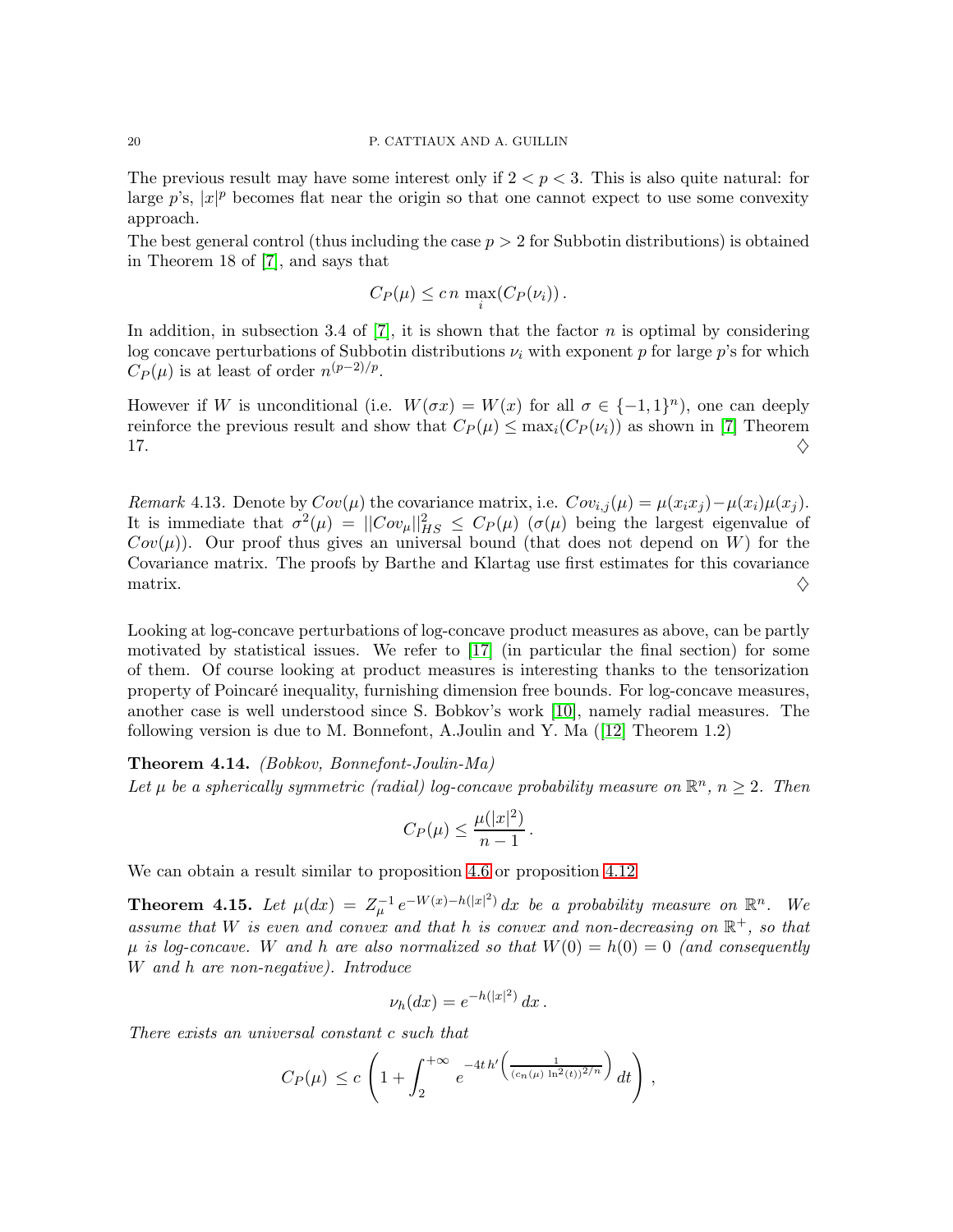The previous result may have some interest only if $2 < p < 3$. This is also quite natural: for large $p$'s, $|x|^p$ becomes flat near the origin so that one cannot expect to use some convexity approach.
The best general control (thus including the case $p > 2$ for Subbotin distributions) is obtained in Theorem 18 of [7], and says that

$$C_P(\mu) \leq c\, n \, \max_i (C_P(\nu_i)) \,.$$

In addition, in subsection 3.4 of [7], it is shown that the factor $n$ is optimal by considering log concave perturbations of Subbotin distributions $\nu_i$ with exponent $p$ for large $p$'s for which $C_P(\mu)$ is at least of order $n^{(p-2)/p}$.

However if $W$ is unconditional (i.e. $W(\sigma x) = W(x)$ for all $\sigma \in \{-1,1\}^n$), one can deeply reinforce the previous result and show that $C_P(\mu) \leq \max_i(C_P(\nu_i))$ as shown in [7] Theorem 17. ♢

*Remark* 4.13. Denote by $Cov(\mu)$ the covariance matrix, i.e. $Cov_{i,j}(\mu) = \mu(x_i x_j) - \mu(x_i)\mu(x_j)$. It is immediate that $\sigma^2(\mu) = ||Cov_\mu||^2_{HS} \leq C_P(\mu)$ ($\sigma(\mu)$ being the largest eigenvalue of $Cov(\mu)$). Our proof thus gives an universal bound (that does not depend on $W$) for the Covariance matrix. The proofs by Barthe and Klartag use first estimates for this covariance matrix. ♢

Looking at log-concave perturbations of log-concave product measures as above, can be partly motivated by statistical issues. We refer to [17] (in particular the final section) for some of them. Of course looking at product measures is interesting thanks to the tensorization property of Poincaré inequality, furnishing dimension free bounds. For log-concave measures, another case is well understood since S. Bobkov's work [10], namely radial measures. The following version is due to M. Bonnefont, A.Joulin and Y. Ma ([12] Theorem 1.2)

**Theorem 4.14.** *(Bobkov, Bonnefont-Joulin-Ma)*
*Let $\mu$ be a spherically symmetric (radial) log-concave probability measure on $\mathbb{R}^n$, $n \geq 2$. Then*

$$C_P(\mu) \leq \frac{\mu(|x|^2)}{n-1} \,.$$

We can obtain a result similar to proposition 4.6 or proposition 4.12

**Theorem 4.15.** *Let $\mu(dx) = Z_\mu^{-1} \, e^{-W(x) - h(|x|^2)} \, dx$ be a probability measure on $\mathbb{R}^n$. We assume that $W$ is even and convex and that $h$ is convex and non-decreasing on $\mathbb{R}^+$, so that $\mu$ is log-concave. $W$ and $h$ are also normalized so that $W(0) = h(0) = 0$ (and consequently $W$ and $h$ are non-negative). Introduce*

$$\nu_h(dx) = e^{-h(|x|^2)} \, dx \,.$$

*There exists an universal constant $c$ such that*

$$C_P(\mu) \leq c \left( 1 + \int_2^{+\infty} e^{-4t\, h'\left(\frac{1}{(c_n(\mu)\, \ln^2(t))^{2/n}}\right)} \, dt \right) ,$$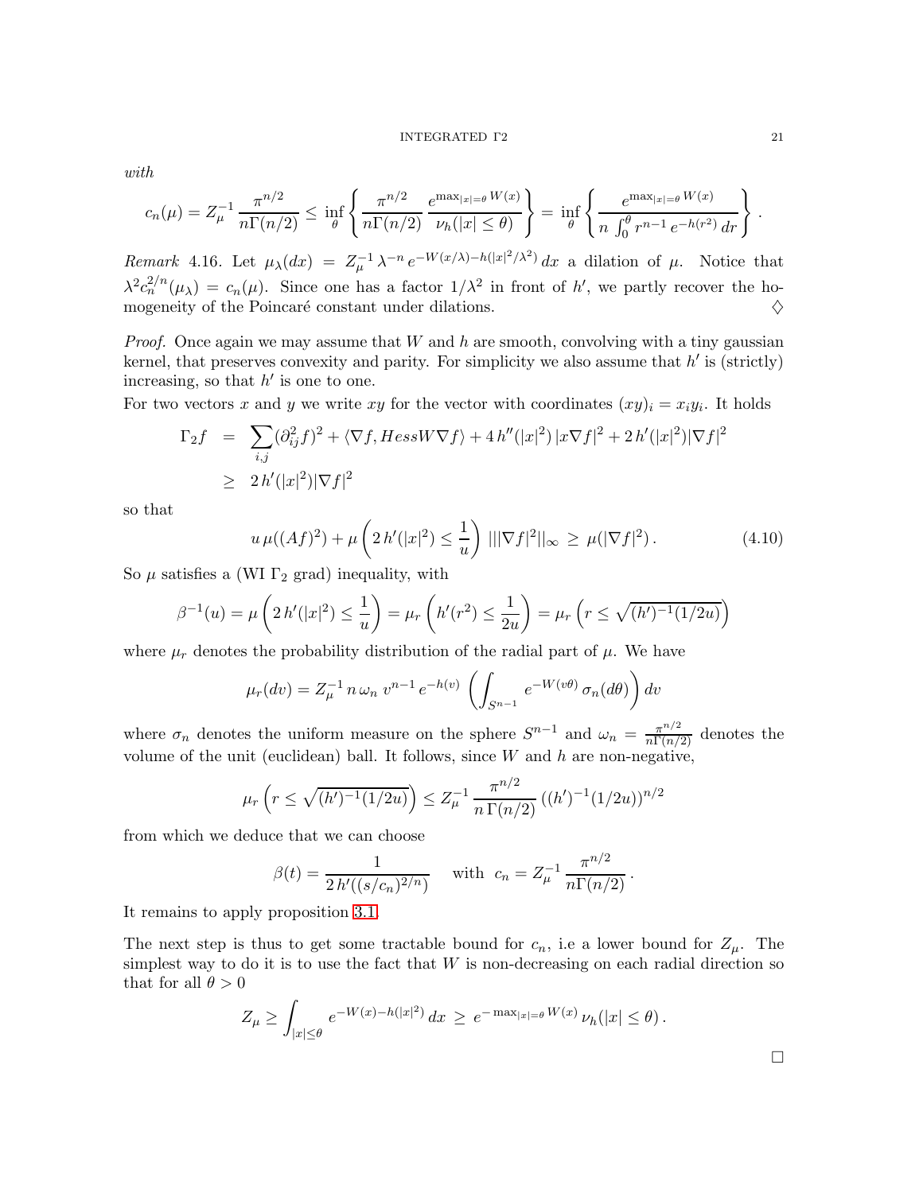*with*

$$c_n(\mu) = Z_\mu^{-1}\,\frac{\pi^{n/2}}{n\Gamma(n/2)} \leq \inf_\theta \left\{ \frac{\pi^{n/2}}{n\Gamma(n/2)}\,\frac{e^{\max_{|x|=\theta} W(x)}}{\nu_h(|x|\leq \theta)} \right\} = \inf_\theta \left\{ \frac{e^{\max_{|x|=\theta} W(x)}}{n\,\int_0^\theta r^{n-1}\,e^{-h(r^2)}\,dr} \right\}.$$

*Remark* 4.16. Let $\mu_\lambda(dx) = Z_\mu^{-1}\,\lambda^{-n}\,e^{-W(x/\lambda)-h(|x|^2/\lambda^2)}\,dx$ a dilation of $\mu$. Notice that $\lambda^2 c_n^{2/n}(\mu_\lambda) = c_n(\mu)$. Since one has a factor $1/\lambda^2$ in front of $h'$, we partly recover the homogeneity of the Poincaré constant under dilations. ♢

*Proof.* Once again we may assume that $W$ and $h$ are smooth, convolving with a tiny gaussian kernel, that preserves convexity and parity. For simplicity we also assume that $h'$ is (strictly) increasing, so that $h'$ is one to one.

For two vectors $x$ and $y$ we write $xy$ for the vector with coordinates $(xy)_i = x_i y_i$. It holds

$$\begin{aligned}
\Gamma_2 f &= \sum_{i,j} (\partial^2_{ij} f)^2 + \langle \nabla f, Hess W \nabla f\rangle + 4\,h''(|x|^2)\,|x\nabla f|^2 + 2\,h'(|x|^2)|\nabla f|^2 \\
&\geq 2\,h'(|x|^2)|\nabla f|^2
\end{aligned}$$

so that

$$u\,\mu((Af)^2) + \mu\left(2\,h'(|x|^2) \leq \frac{1}{u}\right)\, |||\nabla f|^2||_\infty \,\geq\, \mu(|\nabla f|^2)\,. \tag{4.10}$$

So $\mu$ satisfies a (WI $\Gamma_2$ grad) inequality, with

$$\beta^{-1}(u) = \mu\left(2\,h'(|x|^2) \leq \frac{1}{u}\right) = \mu_r\left(h'(r^2) \leq \frac{1}{2u}\right) = \mu_r\left(r \leq \sqrt{(h')^{-1}(1/2u)}\right)$$

where $\mu_r$ denotes the probability distribution of the radial part of $\mu$. We have

$$\mu_r(dv) = Z_\mu^{-1}\,n\,\omega_n\,v^{n-1}\,e^{-h(v)}\,\left(\int_{S^{n-1}} e^{-W(v\theta)}\,\sigma_n(d\theta)\right)dv$$

where $\sigma_n$ denotes the uniform measure on the sphere $S^{n-1}$ and $\omega_n = \frac{\pi^{n/2}}{n\Gamma(n/2)}$ denotes the volume of the unit (euclidean) ball. It follows, since $W$ and $h$ are non-negative,

$$\mu_r\left(r \leq \sqrt{(h')^{-1}(1/2u)}\right) \leq Z_\mu^{-1}\,\frac{\pi^{n/2}}{n\,\Gamma(n/2)}\,((h')^{-1}(1/2u))^{n/2}$$

from which we deduce that we can choose

$$\beta(t) = \frac{1}{2\,h'((s/c_n)^{2/n})} \quad \text{ with } \; c_n = Z_\mu^{-1}\,\frac{\pi^{n/2}}{n\Gamma(n/2)}\,.$$

It remains to apply proposition 3.1.

The next step is thus to get some tractable bound for $c_n$, i.e a lower bound for $Z_\mu$. The simplest way to do it is to use the fact that $W$ is non-decreasing on each radial direction so that for all $\theta > 0$

$$Z_\mu \geq \int_{|x|\leq\theta} e^{-W(x)-h(|x|^2)}\,dx \,\geq\, e^{-\max_{|x|=\theta} W(x)}\,\nu_h(|x|\leq\theta)\,.$$

□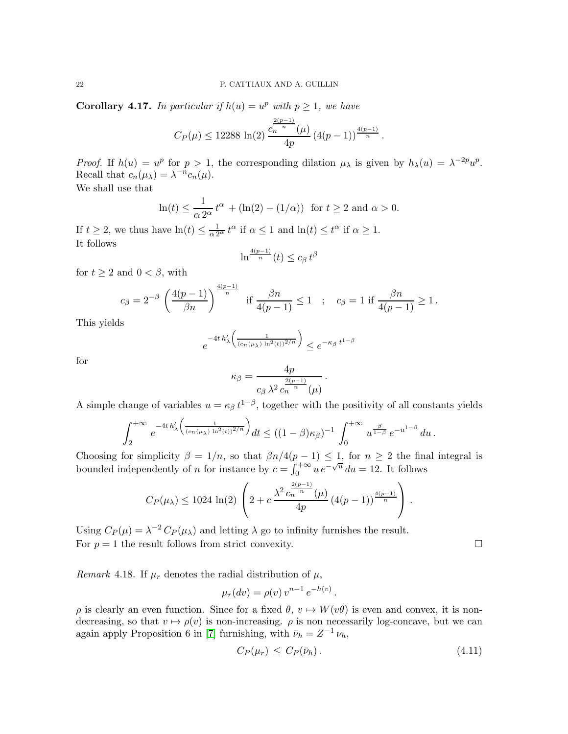**Corollary 4.17.** *In particular if $h(u) = u^p$ with $p \geq 1$, we have*

$$C_P(\mu) \leq 12288 \, \ln(2) \, \frac{c_n^{\frac{2(p-1)}{n}}(\mu)}{4p} \, (4(p-1))^{\frac{4(p-1)}{n}} \, .$$

*Proof.* If $h(u) = u^p$ for $p > 1$, the corresponding dilation $\mu_\lambda$ is given by $h_\lambda(u) = \lambda^{-2p} u^p$. Recall that $c_n(\mu_\lambda) = \lambda^{-n} c_n(\mu)$.
We shall use that

$$\ln(t) \leq \frac{1}{\alpha \, 2^\alpha} \, t^\alpha \, + (\ln(2) - (1/\alpha)) \;\; \text{for } t \geq 2 \text{ and } \alpha > 0.$$

If $t \geq 2$, we thus have $\ln(t) \leq \frac{1}{\alpha \, 2^\alpha} \, t^\alpha$ if $\alpha \leq 1$ and $\ln(t) \leq t^\alpha$ if $\alpha \geq 1$.
It follows

$$\ln^{\frac{4(p-1)}{n}}(t) \leq c_\beta \, t^\beta$$

for $t \geq 2$ and $0 < \beta$, with

$$c_\beta = 2^{-\beta} \, \left(\frac{4(p-1)}{\beta n}\right)^{\frac{4(p-1)}{n}} \quad \text{if } \frac{\beta n}{4(p-1)} \leq 1 \quad ; \quad c_\beta = 1 \text{ if } \frac{\beta n}{4(p-1)} \geq 1 \, .$$

This yields

$$e^{-4t \, h'_\lambda\left(\frac{1}{(c_n(\mu_\lambda) \, \ln^2(t))^{2/n}}\right)} \leq e^{-\kappa_\beta \, t^{1-\beta}}$$

for

$$\kappa_\beta = \frac{4p}{c_\beta \, \lambda^2 \, c_n^{\frac{2(p-1)}{n}}(\mu)} \, .$$

A simple change of variables $u = \kappa_\beta \, t^{1-\beta}$, together with the positivity of all constants yields

$$\int_2^{+\infty} e^{-4t \, h'_\lambda\left(\frac{1}{(c_n(\mu_\lambda) \, \ln^2(t))^{2/n}}\right)} dt \leq ((1-\beta)\kappa_\beta)^{-1} \, \int_0^{+\infty} u^{\frac{\beta}{1-\beta}} \, e^{-u^{1-\beta}} \, du \, .$$

Choosing for simplicity $\beta = 1/n$, so that $\beta n / 4(p-1) \leq 1$, for $n \geq 2$ the final integral is bounded independently of $n$ for instance by $c = \int_0^{+\infty} u \, e^{-\sqrt{u}} \, du = 12$. It follows

$$C_P(\mu_\lambda) \leq 1024 \, \ln(2) \, \left(2 + c \, \frac{\lambda^2 \, c_n^{\frac{2(p-1)}{n}}(\mu)}{4p} \, (4(p-1))^{\frac{4(p-1)}{n}}\right) \, .$$

Using $C_P(\mu) = \lambda^{-2} \, C_P(\mu_\lambda)$ and letting $\lambda$ go to infinity furnishes the result.
For $p = 1$ the result follows from strict convexity. □

*Remark* 4.18. If $\mu_r$ denotes the radial distribution of $\mu$,

$$\mu_r(dv) = \rho(v) \, v^{n-1} \, e^{-h(v)} \, .$$

$\rho$ is clearly an even function. Since for a fixed $\theta$, $v \mapsto W(v\theta)$ is even and convex, it is non-decreasing, so that $v \mapsto \rho(v)$ is non-increasing. $\rho$ is non necessarily log-concave, but we can again apply Proposition 6 in [7] furnishing, with $\bar{\nu}_h = Z^{-1} \, \nu_h$,

$$C_P(\mu_r) \, \leq \, C_P(\bar{\nu}_h) \, . \tag{4.11}$$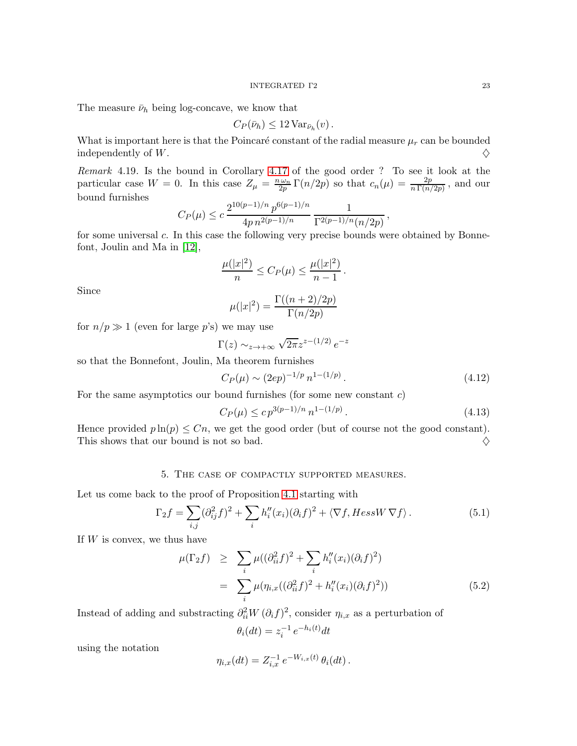The measure $\bar{\nu}_h$ being log-concave, we know that

$$C_P(\bar{\nu}_h) \leq 12 \, \text{Var}_{\bar{\nu}_h}(v) \, .$$

What is important here is that the Poincaré constant of the radial measure $\mu_r$ can be bounded independently of $W$. ♢

*Remark* 4.19. Is the bound in Corollary 4.17 of the good order ? To see it look at the particular case $W = 0$. In this case $Z_\mu = \frac{n \, \omega_n}{2p} \, \Gamma(n/2p)$ so that $c_n(\mu) = \frac{2p}{n \, \Gamma(n/2p)}$ , and our bound furnishes

$$C_P(\mu) \leq c \, \frac{2^{10(p-1)/n} \, p^{6(p-1)/n}}{4p \, n^{2(p-1)/n}} \, \frac{1}{\Gamma^{2(p-1)/n}(n/2p)} \, ,$$

for some universal $c$. In this case the following very precise bounds were obtained by Bonnefont, Joulin and Ma in [12],

$$\frac{\mu(|x|^2)}{n} \leq C_P(\mu) \leq \frac{\mu(|x|^2)}{n-1} \, .$$

Since

$$\mu(|x|^2) = \frac{\Gamma((n+2)/2p)}{\Gamma(n/2p)}$$

for $n/p \gg 1$ (even for large $p$'s) we may use

$$\Gamma(z) \sim_{z \to +\infty} \sqrt{2\pi} z^{z-(1/2)} \, e^{-z}$$

so that the Bonnefont, Joulin, Ma theorem furnishes

$$C_P(\mu) \sim (2ep)^{-1/p} \, n^{1-(1/p)} \, . \tag{4.12}$$

For the same asymptotics our bound furnishes (for some new constant $c$)

$$C_P(\mu) \leq c \, p^{3(p-1)/n} \, n^{1-(1/p)} \, . \tag{4.13}$$

Hence provided $p \ln(p) \leq Cn$, we get the good order (but of course not the good constant). This shows that our bound is not so bad. ♢

## 5. The case of compactly supported measures.

Let us come back to the proof of Proposition 4.1 starting with

$$\Gamma_2 f = \sum_{i,j} (\partial^2_{ij} f)^2 + \sum_i h''_i(x_i)(\partial_i f)^2 + \langle \nabla f, Hess W \, \nabla f \rangle \, . \tag{5.1}$$

If $W$ is convex, we thus have

$$\begin{aligned} \mu(\Gamma_2 f) \quad &\geq \quad \sum_i \mu((\partial^2_{ii} f)^2 + \sum_i h''_i(x_i)(\partial_i f)^2) \\ &= \quad \sum_i \mu(\eta_{i,x}((\partial^2_{ii} f)^2 + h''_i(x_i)(\partial_i f)^2)) \end{aligned} \tag{5.2}$$

Instead of adding and substracting $\partial^2_{ii} W \, (\partial_i f)^2$, consider $\eta_{i,x}$ as a perturbation of

$$\theta_i(dt) = z_i^{-1} \, e^{-h_i(t)} dt$$

using the notation

$$\eta_{i,x}(dt) = Z_{i,x}^{-1} \, e^{-W_{i,x}(t)} \, \theta_i(dt) \, .$$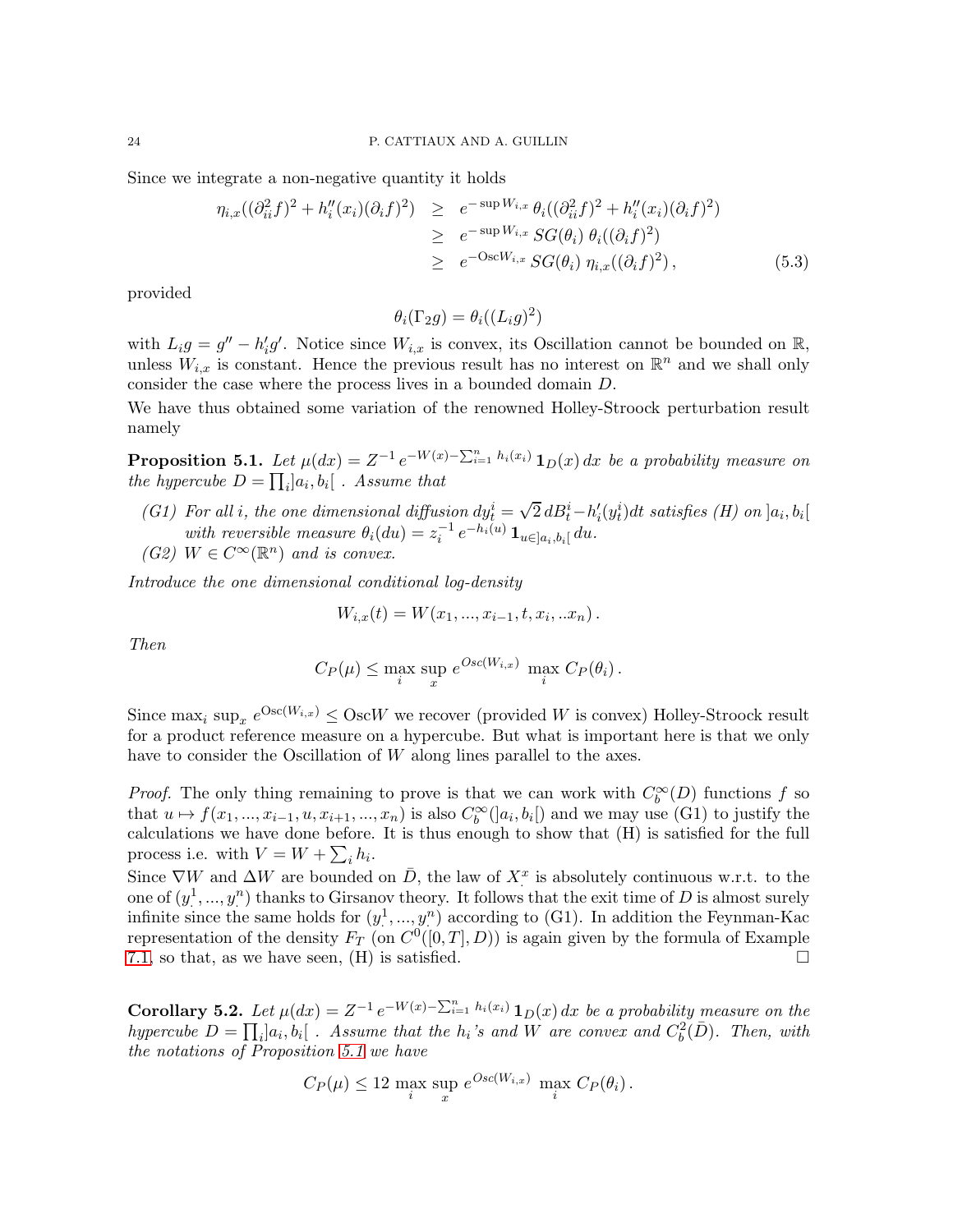Since we integrate a non-negative quantity it holds

$$
\begin{aligned}
\eta_{i,x}((\partial^2_{ii}f)^2 + h''_i(x_i)(\partial_i f)^2) &\geq e^{-\sup W_{i,x}}\, \theta_i((\partial^2_{ii}f)^2 + h''_i(x_i)(\partial_i f)^2) \\
&\geq e^{-\sup W_{i,x}}\, SG(\theta_i)\, \theta_i((\partial_i f)^2) \\
&\geq e^{-\mathrm{Osc} W_{i,x}}\, SG(\theta_i)\, \eta_{i,x}((\partial_i f)^2)\,, \qquad (5.3)
\end{aligned}
$$

provided

$$\theta_i(\Gamma_2 g) = \theta_i((L_i g)^2)$$

with $L_i g = g'' - h'_i g'$. Notice since $W_{i,x}$ is convex, its Oscillation cannot be bounded on $\mathbb{R}$, unless $W_{i,x}$ is constant. Hence the previous result has no interest on $\mathbb{R}^n$ and we shall only consider the case where the process lives in a bounded domain $D$.

We have thus obtained some variation of the renowned Holley-Stroock perturbation result namely

**Proposition 5.1.** *Let $\mu(dx) = Z^{-1}\, e^{-W(x) - \sum_{i=1}^n h_i(x_i)}\, \mathbf{1}_D(x)\, dx$ be a probability measure on the hypercube $D = \prod_i ]a_i, b_i[$ . Assume that*

- *(G1) For all $i$, the one dimensional diffusion $dy^i_t = \sqrt{2}\, dB^i_t - h'_i(y^i_t)dt$ satisfies (H) on $]a_i, b_i[$ with reversible measure $\theta_i(du) = z_i^{-1}\, e^{-h_i(u)}\, \mathbf{1}_{u\in ]a_i,b_i[}\, du$.*
- *(G2) $W \in C^\infty(\mathbb{R}^n)$ and is convex.*

*Introduce the one dimensional conditional log-density*

$$W_{i,x}(t) = W(x_1, ..., x_{i-1}, t, x_i, ..x_n)\,.$$

*Then*

$$C_P(\mu) \leq \max_i \sup_x e^{Osc(W_{i,x})}\, \max_i C_P(\theta_i)\,.$$

Since $\max_i \sup_x e^{\mathrm{Osc}(W_{i,x})} \leq \mathrm{Osc} W$ we recover (provided $W$ is convex) Holley-Stroock result for a product reference measure on a hypercube. But what is important here is that we only have to consider the Oscillation of $W$ along lines parallel to the axes.

*Proof.* The only thing remaining to prove is that we can work with $C_b^\infty(D)$ functions $f$ so that $u \mapsto f(x_1, ..., x_{i-1}, u, x_{i+1}, ..., x_n)$ is also $C_b^\infty(]a_i, b_i[)$ and we may use (G1) to justify the calculations we have done before. It is thus enough to show that (H) is satisfied for the full process i.e. with $V = W + \sum_i h_i$.

Since $\nabla W$ and $\Delta W$ are bounded on $\bar{D}$, the law of $X^x_.$ is absolutely continuous w.r.t. to the one of $(y^1_., ..., y^n_.)$ thanks to Girsanov theory. It follows that the exit time of $D$ is almost surely infinite since the same holds for $(y^1_., ..., y^n_.)$ according to (G1). In addition the Feynman-Kac representation of the density $F_T$ (on $C^0([0,T], D)$) is again given by the formula of Example 7.1, so that, as we have seen, (H) is satisfied. $\square$

**Corollary 5.2.** *Let $\mu(dx) = Z^{-1}\, e^{-W(x) - \sum_{i=1}^n h_i(x_i)}\, \mathbf{1}_D(x)\, dx$ be a probability measure on the hypercube $D = \prod_i ]a_i, b_i[$ . Assume that the $h_i$'s and $W$ are convex and $C_b^2(\bar{D})$. Then, with the notations of Proposition 5.1 we have*

$$C_P(\mu) \leq 12\, \max_i \sup_x e^{Osc(W_{i,x})}\, \max_i C_P(\theta_i)\,.$$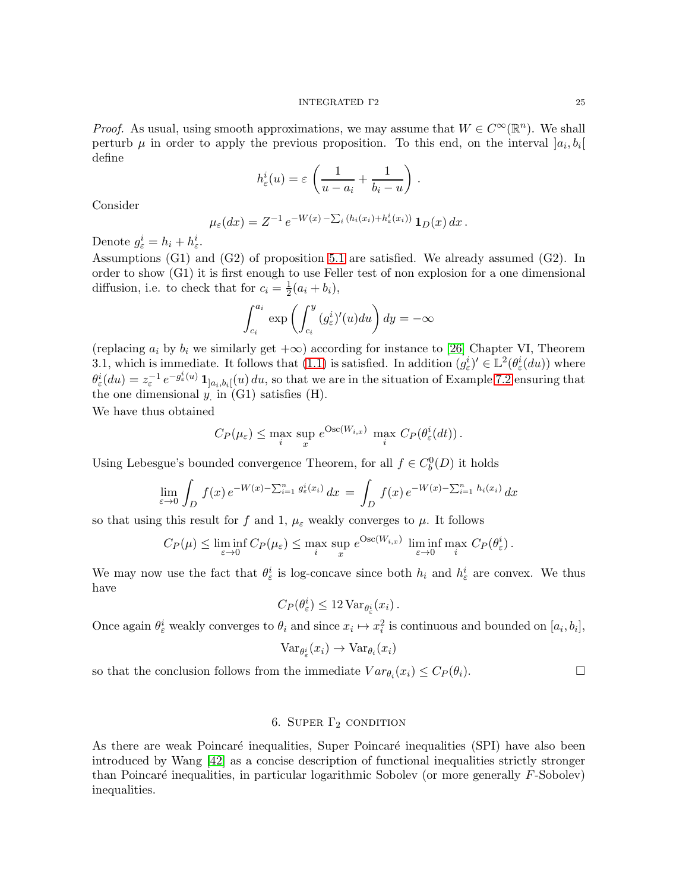*Proof.* As usual, using smooth approximations, we may assume that $W \in C^\infty(\mathbb{R}^n)$. We shall perturb $\mu$ in order to apply the previous proposition. To this end, on the interval $]a_i, b_i[$ define

$$h^i_\varepsilon(u) = \varepsilon \, \left(\frac{1}{u - a_i} + \frac{1}{b_i - u}\right) \, .$$

Consider

$$\mu_\varepsilon(dx) = Z^{-1} \, e^{-W(x) \, - \sum_i (h_i(x_i) + h^i_\varepsilon(x_i))} \, \mathbf{1}_D(x) \, dx \, .$$

Denote $g^i_\varepsilon = h_i + h^i_\varepsilon$.

Assumptions (G1) and (G2) of proposition 5.1 are satisfied. We already assumed (G2). In order to show (G1) it is first enough to use Feller test of non explosion for a one dimensional diffusion, i.e. to check that for $c_i = \frac{1}{2}(a_i + b_i)$,

$$\int_{c_i}^{a_i} \exp\left(\int_{c_i}^{y} (g^i_\varepsilon)'(u) du\right) dy = -\infty$$

(replacing $a_i$ by $b_i$ we similarly get $+\infty$) according for instance to [26] Chapter VI, Theorem 3.1, which is immediate. It follows that (1.1) is satisfied. In addition $(g^i_\varepsilon)' \in \mathbb{L}^2(\theta^i_\varepsilon(du))$ where $\theta^i_\varepsilon(du) = z_\varepsilon^{-1} \, e^{-g^i_\varepsilon(u)} \, \mathbf{1}_{]a_i,b_i[}(u) \, du$, so that we are in the situation of Example 7.2 ensuring that the one dimensional $y_.$ in (G1) satisfies (H).

We have thus obtained

$$C_P(\mu_\varepsilon) \leq \max_i \, \sup_x \, e^{\text{Osc}(W_{i,x})} \, \max_i \, C_P(\theta^i_\varepsilon(dt)) \, .$$

Using Lebesgue's bounded convergence Theorem, for all $f \in C^0_b(D)$ it holds

$$\lim_{\varepsilon \to 0} \int_D f(x) \, e^{-W(x) - \sum_{i=1}^n g^i_\varepsilon(x_i)} \, dx \, = \, \int_D f(x) \, e^{-W(x) - \sum_{i=1}^n h_i(x_i)} \, dx$$

so that using this result for $f$ and 1, $\mu_\varepsilon$ weakly converges to $\mu$. It follows

$$C_P(\mu) \leq \liminf_{\varepsilon \to 0} C_P(\mu_\varepsilon) \leq \max_i \, \sup_x \, e^{\text{Osc}(W_{i,x})} \, \liminf_{\varepsilon \to 0} \max_i \, C_P(\theta^i_\varepsilon) \, .$$

We may now use the fact that $\theta^i_\varepsilon$ is log-concave since both $h_i$ and $h^i_\varepsilon$ are convex. We thus have

$$C_P(\theta^i_\varepsilon) \leq 12 \, \text{Var}_{\theta^i_\varepsilon}(x_i) \, .$$

Once again $\theta^i_\varepsilon$ weakly converges to $\theta_i$ and since $x_i \mapsto x_i^2$ is continuous and bounded on $[a_i, b_i]$,

$$\text{Var}_{\theta^i_\varepsilon}(x_i) \to \text{Var}_{\theta_i}(x_i)$$

so that the conclusion follows from the immediate $Var_{\theta_i}(x_i) \leq C_P(\theta_i)$. $\square$

## 6. Super $\Gamma_2$ condition

As there are weak Poincaré inequalities, Super Poincaré inequalities (SPI) have also been introduced by Wang [42] as a concise description of functional inequalities strictly stronger than Poincaré inequalities, in particular logarithmic Sobolev (or more generally $F$-Sobolev) inequalities.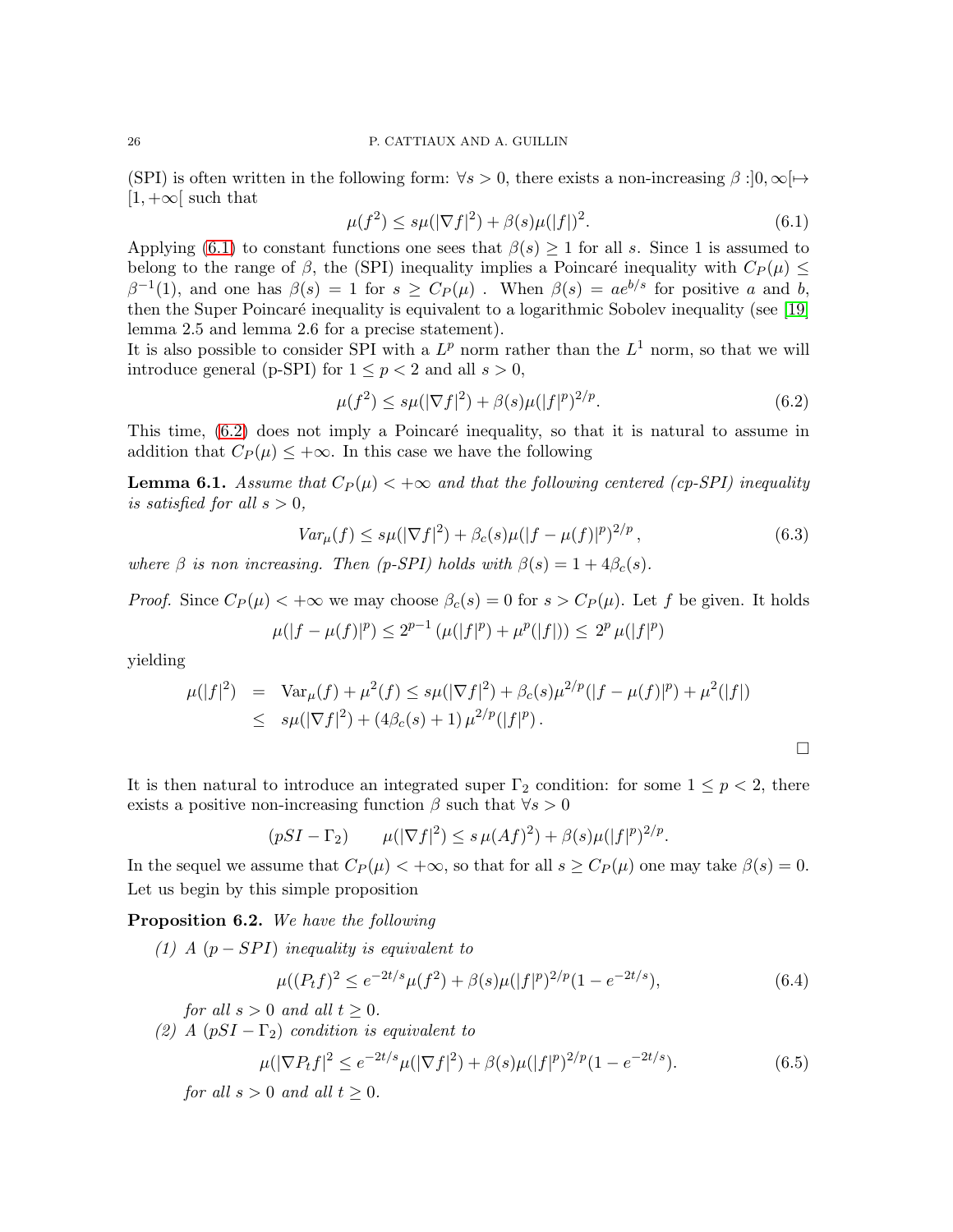(SPI) is often written in the following form: $\forall s > 0$, there exists a non-increasing $\beta : ]0, \infty[ \mapsto [1, +\infty[$ such that

$$\mu(f^2) \le s\mu(|\nabla f|^2) + \beta(s)\mu(|f|)^2. \tag{6.1}$$

Applying (6.1) to constant functions one sees that $\beta(s) \ge 1$ for all $s$. Since 1 is assumed to belong to the range of $\beta$, the (SPI) inequality implies a Poincaré inequality with $C_P(\mu) \le \beta^{-1}(1)$, and one has $\beta(s) = 1$ for $s \ge C_P(\mu)$ . When $\beta(s) = ae^{b/s}$ for positive $a$ and $b$, then the Super Poincaré inequality is equivalent to a logarithmic Sobolev inequality (see [19] lemma 2.5 and lemma 2.6 for a precise statement).

It is also possible to consider SPI with a $L^p$ norm rather than the $L^1$ norm, so that we will introduce general (p-SPI) for $1 \le p < 2$ and all $s > 0$,

$$\mu(f^2) \le s\mu(|\nabla f|^2) + \beta(s)\mu(|f|^p)^{2/p}. \tag{6.2}$$

This time, (6.2) does not imply a Poincaré inequality, so that it is natural to assume in addition that $C_P(\mu) \le +\infty$. In this case we have the following

**Lemma 6.1.** *Assume that $C_P(\mu) < +\infty$ and that the following centered (cp-SPI) inequality is satisfied for all $s > 0$,*

$$Var_\mu(f) \le s\mu(|\nabla f|^2) + \beta_c(s)\mu(|f - \mu(f)|^p)^{2/p}\,, \tag{6.3}$$

*where $\beta$ is non increasing. Then (p-SPI) holds with $\beta(s) = 1 + 4\beta_c(s)$.*

*Proof.* Since $C_P(\mu) < +\infty$ we may choose $\beta_c(s) = 0$ for $s > C_P(\mu)$. Let $f$ be given. It holds

$$\mu(|f - \mu(f)|^p) \le 2^{p-1}\left(\mu(|f|^p) + \mu^p(|f|)\right) \le 2^p\,\mu(|f|^p)$$

yielding

$$\begin{aligned}
\mu(|f|^2) &= \mathrm{Var}_\mu(f) + \mu^2(f) \le s\mu(|\nabla f|^2) + \beta_c(s)\mu^{2/p}(|f - \mu(f)|^p) + \mu^2(|f|) \\
&\le s\mu(|\nabla f|^2) + (4\beta_c(s) + 1)\,\mu^{2/p}(|f|^p)\,.
\end{aligned}$$

□

It is then natural to introduce an integrated super $\Gamma_2$ condition: for some $1 \le p < 2$, there exists a positive non-increasing function $\beta$ such that $\forall s > 0$

$$(pSI - \Gamma_2) \qquad \mu(|\nabla f|^2) \le s\,\mu(Af)^2) + \beta(s)\mu(|f|^p)^{2/p}.$$

In the sequel we assume that $C_P(\mu) < +\infty$, so that for all $s \ge C_P(\mu)$ one may take $\beta(s) = 0$. Let us begin by this simple proposition

**Proposition 6.2.** *We have the following*

*(1) A $(p - SPI)$ inequality is equivalent to*

$$\mu((P_t f)^2 \le e^{-2t/s}\mu(f^2) + \beta(s)\mu(|f|^p)^{2/p}(1 - e^{-2t/s}), \tag{6.4}$$

*for all $s > 0$ and all $t \ge 0$.*

*(2) A $(pSI - \Gamma_2)$ condition is equivalent to*

$$\mu(|\nabla P_t f|^2 \le e^{-2t/s}\mu(|\nabla f|^2) + \beta(s)\mu(|f|^p)^{2/p}(1 - e^{-2t/s}). \tag{6.5}$$

*for all $s > 0$ and all $t \ge 0$.*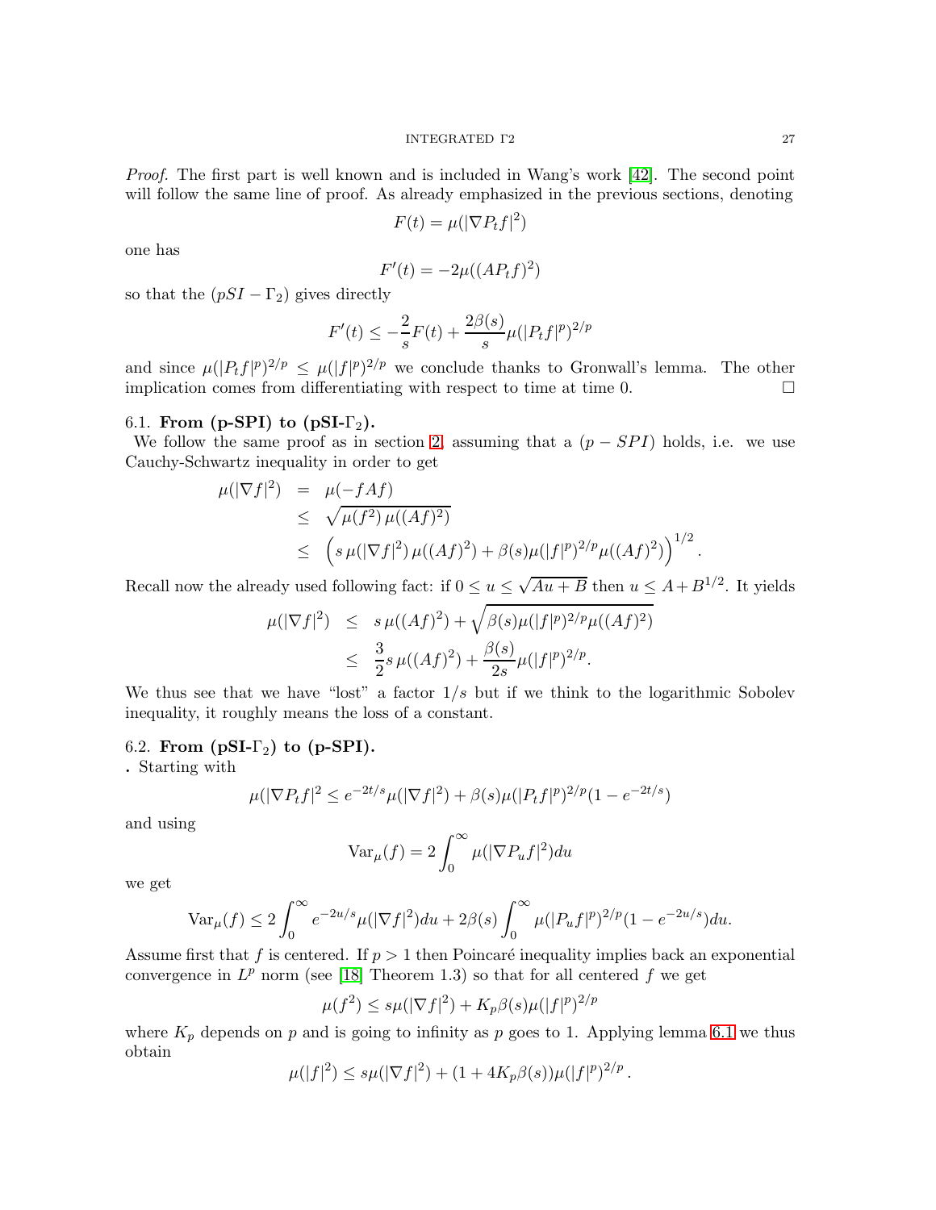*Proof.* The first part is well known and is included in Wang's work [42]. The second point will follow the same line of proof. As already emphasized in the previous sections, denoting

$$F(t) = \mu(|\nabla P_t f|^2)$$

one has

$$F'(t) = -2\mu((AP_t f)^2)$$

so that the $(pSI - \Gamma_2)$ gives directly

$$F'(t) \leq -\frac{2}{s}F(t) + \frac{2\beta(s)}{s}\mu(|P_t f|^p)^{2/p}$$

and since $\mu(|P_t f|^p)^{2/p} \leq \mu(|f|^p)^{2/p}$ we conclude thanks to Gronwall's lemma. The other implication comes from differentiating with respect to time at time 0. $\square$

## 6.1. From (p-SPI) to (pSI-$\Gamma_2$).

We follow the same proof as in section 2, assuming that a $(p - SPI)$ holds, i.e. we use Cauchy-Schwartz inequality in order to get

$$\begin{aligned}
\mu(|\nabla f|^2) &= \mu(-fAf) \\
&\leq \sqrt{\mu(f^2)\,\mu((Af)^2)} \\
&\leq \left(s\,\mu(|\nabla f|^2)\,\mu((Af)^2) + \beta(s)\mu(|f|^p)^{2/p}\mu((Af)^2)\right)^{1/2}.
\end{aligned}$$

Recall now the already used following fact: if $0 \leq u \leq \sqrt{Au + B}$ then $u \leq A + B^{1/2}$. It yields

$$\begin{aligned}
\mu(|\nabla f|^2) &\leq s\,\mu((Af)^2) + \sqrt{\beta(s)\mu(|f|^p)^{2/p}\mu((Af)^2)} \\
&\leq \frac{3}{2}s\,\mu((Af)^2) + \frac{\beta(s)}{2s}\mu(|f|^p)^{2/p}.
\end{aligned}$$

We thus see that we have "lost" a factor $1/s$ but if we think to the logarithmic Sobolev inequality, it roughly means the loss of a constant.

## 6.2. From (pSI-$\Gamma_2$) to (p-SPI).

. Starting with

$$\mu(|\nabla P_t f|^2 \leq e^{-2t/s}\mu(|\nabla f|^2) + \beta(s)\mu(|P_t f|^p)^{2/p}(1 - e^{-2t/s})$$

and using

$$\mathrm{Var}_\mu(f) = 2\int_0^\infty \mu(|\nabla P_u f|^2)du$$

we get

$$\mathrm{Var}_\mu(f) \leq 2\int_0^\infty e^{-2u/s}\mu(|\nabla f|^2)du + 2\beta(s)\int_0^\infty \mu(|P_u f|^p)^{2/p}(1 - e^{-2u/s})du.$$

Assume first that $f$ is centered. If $p > 1$ then Poincaré inequality implies back an exponential convergence in $L^p$ norm (see [18] Theorem 1.3) so that for all centered $f$ we get

$$\mu(f^2) \leq s\mu(|\nabla f|^2) + K_p\beta(s)\mu(|f|^p)^{2/p}$$

where $K_p$ depends on $p$ and is going to infinity as $p$ goes to 1. Applying lemma 6.1 we thus obtain

$$\mu(|f|^2) \leq s\mu(|\nabla f|^2) + (1 + 4K_p\beta(s))\mu(|f|^p)^{2/p}\,.$$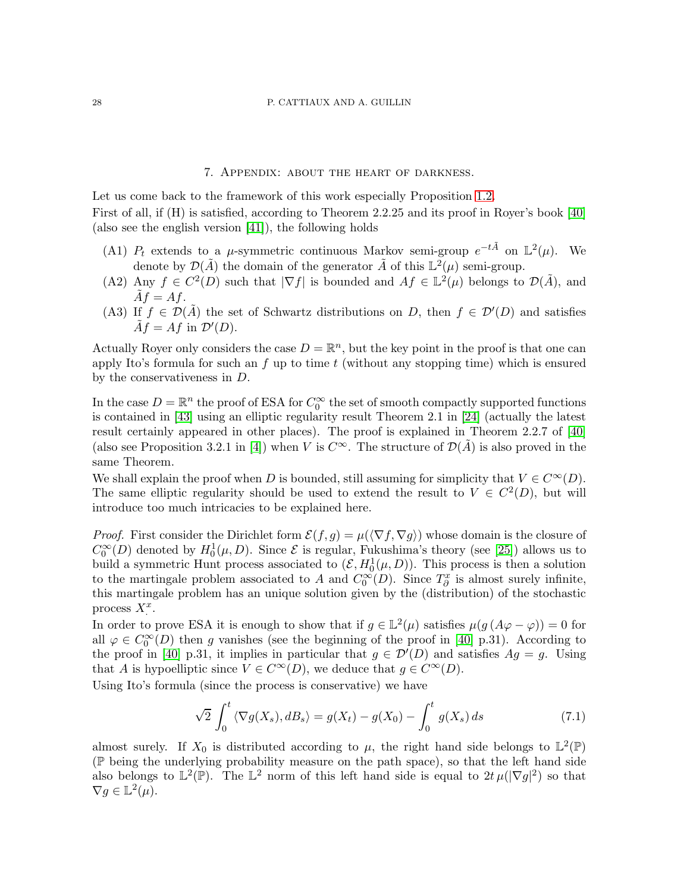## 7. Appendix: about the heart of darkness.

Let us come back to the framework of this work especially Proposition 1.2.

First of all, if (H) is satisfied, according to Theorem 2.2.25 and its proof in Royer's book [40] (also see the english version [41]), the following holds

- (A1) $P_t$ extends to a $\mu$-symmetric continuous Markov semi-group $e^{-t\tilde{A}}$ on $\mathbb{L}^2(\mu)$. We denote by $\mathcal{D}(\tilde{A})$ the domain of the generator $\tilde{A}$ of this $\mathbb{L}^2(\mu)$ semi-group.
- (A2) Any $f \in C^2(D)$ such that $|\nabla f|$ is bounded and $Af \in \mathbb{L}^2(\mu)$ belongs to $\mathcal{D}(\tilde{A})$, and $\tilde{A}f = Af$.
- (A3) If $f \in \mathcal{D}(\tilde{A})$ the set of Schwartz distributions on $D$, then $f \in \mathcal{D}'(D)$ and satisfies $\tilde{A}f = Af$ in $\mathcal{D}'(D)$.

Actually Royer only considers the case $D = \mathbb{R}^n$, but the key point in the proof is that one can apply Ito's formula for such an $f$ up to time $t$ (without any stopping time) which is ensured by the conservativeness in $D$.

In the case $D = \mathbb{R}^n$ the proof of ESA for $C_0^\infty$ the set of smooth compactly supported functions is contained in [43] using an elliptic regularity result Theorem 2.1 in [24] (actually the latest result certainly appeared in other places). The proof is explained in Theorem 2.2.7 of [40] (also see Proposition 3.2.1 in [4]) when $V$ is $C^\infty$. The structure of $\mathcal{D}(\tilde{A})$ is also proved in the same Theorem.

We shall explain the proof when $D$ is bounded, still assuming for simplicity that $V \in C^\infty(D)$. The same elliptic regularity should be used to extend the result to $V \in C^2(D)$, but will introduce too much intricacies to be explained here.

*Proof.* First consider the Dirichlet form $\mathcal{E}(f,g) = \mu(\langle \nabla f, \nabla g\rangle)$ whose domain is the closure of $C_0^\infty(D)$ denoted by $H_0^1(\mu, D)$. Since $\mathcal{E}$ is regular, Fukushima's theory (see [25]) allows us to build a symmetric Hunt process associated to $(\mathcal{E}, H_0^1(\mu, D))$. This process is then a solution to the martingale problem associated to $A$ and $C_0^\infty(D)$. Since $T_\partial^x$ is almost surely infinite, this martingale problem has an unique solution given by the (distribution) of the stochastic process $X_.^x$.

In order to prove ESA it is enough to show that if $g \in \mathbb{L}^2(\mu)$ satisfies $\mu(g\,(A\varphi - \varphi)) = 0$ for all $\varphi \in C_0^\infty(D)$ then $g$ vanishes (see the beginning of the proof in [40] p.31). According to the proof in [40] p.31, it implies in particular that $g \in \mathcal{D}'(D)$ and satisfies $Ag = g$. Using that $A$ is hypoelliptic since $V \in C^\infty(D)$, we deduce that $g \in C^\infty(D)$.

Using Ito's formula (since the process is conservative) we have

$$\sqrt{2}\int_0^t \langle \nabla g(X_s), dB_s\rangle = g(X_t) - g(X_0) - \int_0^t g(X_s)\, ds \tag{7.1}$$

almost surely. If $X_0$ is distributed according to $\mu$, the right hand side belongs to $\mathbb{L}^2(\mathbb{P})$ ($\mathbb{P}$ being the underlying probability measure on the path space), so that the left hand side also belongs to $\mathbb{L}^2(\mathbb{P})$. The $\mathbb{L}^2$ norm of this left hand side is equal to $2t\,\mu(|\nabla g|^2)$ so that $\nabla g \in \mathbb{L}^2(\mu)$.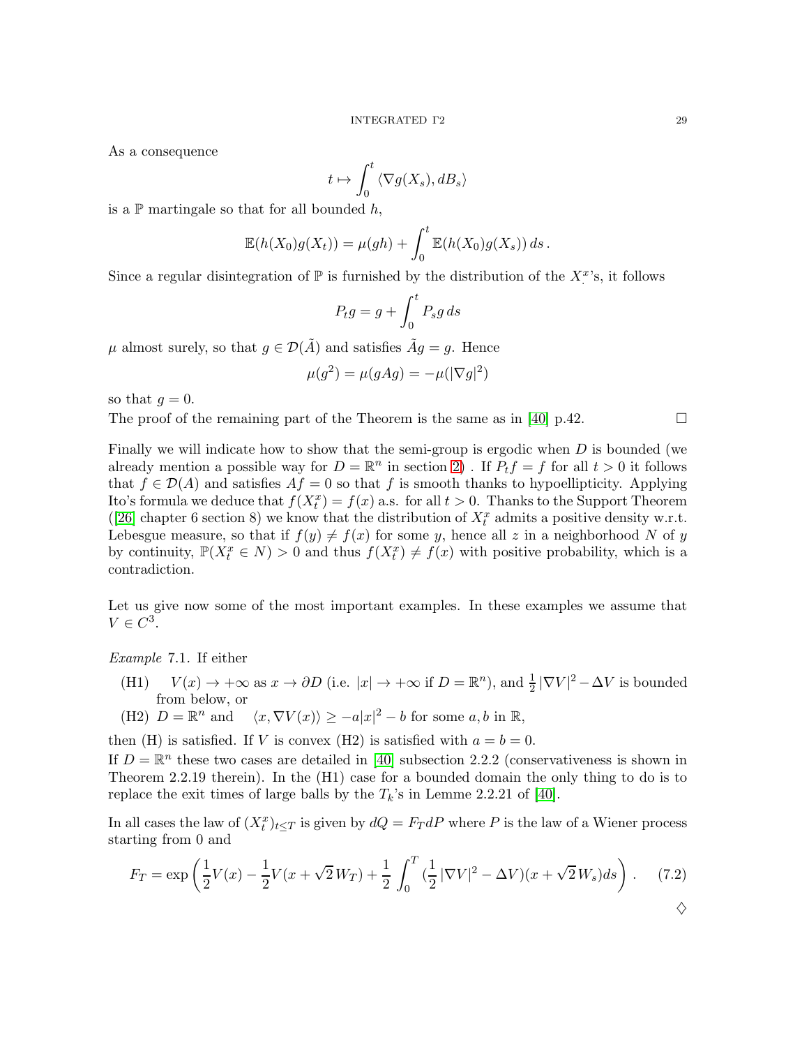As a consequence

$$t \mapsto \int_0^t \langle \nabla g(X_s), dB_s \rangle$$

is a $\mathbb{P}$ martingale so that for all bounded $h$,

$$\mathbb{E}(h(X_0)g(X_t)) = \mu(gh) + \int_0^t \mathbb{E}(h(X_0)g(X_s))\, ds\,.$$

Since a regular disintegration of $\mathbb{P}$ is furnished by the distribution of the $X_.^x$'s, it follows

$$P_t g = g + \int_0^t P_s g\, ds$$

$\mu$ almost surely, so that $g \in \mathcal{D}(\tilde{A})$ and satisfies $\tilde{A} g = g$. Hence

$$\mu(g^2) = \mu(gAg) = -\mu(|\nabla g|^2)$$

so that $g = 0$.

The proof of the remaining part of the Theorem is the same as in [40] p.42. $\square$

Finally we will indicate how to show that the semi-group is ergodic when $D$ is bounded (we already mention a possible way for $D = \mathbb{R}^n$ in section 2) . If $P_t f = f$ for all $t > 0$ it follows that $f \in \mathcal{D}(A)$ and satisfies $Af = 0$ so that $f$ is smooth thanks to hypoellipticity. Applying Ito's formula we deduce that $f(X_t^x) = f(x)$ a.s. for all $t > 0$. Thanks to the Support Theorem ([26] chapter 6 section 8) we know that the distribution of $X_t^x$ admits a positive density w.r.t. Lebesgue measure, so that if $f(y) \neq f(x)$ for some $y$, hence all $z$ in a neighborhood $N$ of $y$ by continuity, $\mathbb{P}(X_t^x \in N) > 0$ and thus $f(X_t^x) \neq f(x)$ with positive probability, which is a contradiction.

Let us give now some of the most important examples. In these examples we assume that $V \in C^3$.

*Example* 7.1. If either

(H1) $V(x) \to +\infty$ as $x \to \partial D$ (i.e. $|x| \to +\infty$ if $D = \mathbb{R}^n$), and $\frac{1}{2}|\nabla V|^2 - \Delta V$ is bounded from below, or

(H2) $D = \mathbb{R}^n$ and $\langle x, \nabla V(x) \rangle \geq -a|x|^2 - b$ for some $a, b$ in $\mathbb{R}$,

then (H) is satisfied. If $V$ is convex (H2) is satisfied with $a = b = 0$.

If $D = \mathbb{R}^n$ these two cases are detailed in [40] subsection 2.2.2 (conservativeness is shown in Theorem 2.2.19 therein). In the (H1) case for a bounded domain the only thing to do is to replace the exit times of large balls by the $T_k$'s in Lemme 2.2.21 of [40].

In all cases the law of $(X_t^x)_{t \leq T}$ is given by $dQ = F_T dP$ where $P$ is the law of a Wiener process starting from 0 and

$$F_T = \exp\left( \frac{1}{2}V(x) - \frac{1}{2}V(x + \sqrt{2}\, W_T) + \frac{1}{2} \int_0^T \left(\frac{1}{2}|\nabla V|^2 - \Delta V\right)(x + \sqrt{2}\, W_s) ds \right). \quad (7.2)$$

$\diamondsuit$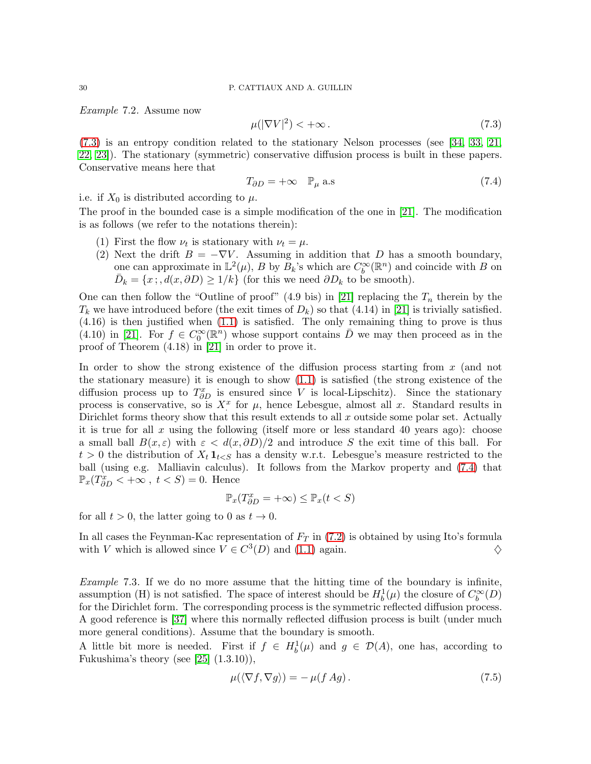*Example* 7.2. Assume now

$$\mu(|\nabla V|^2) < +\infty\,. \tag{7.3}$$

(7.3) is an entropy condition related to the stationary Nelson processes (see [34, 33, 21, 22, 23]). The stationary (symmetric) conservative diffusion process is built in these papers. Conservative means here that

$$T_{\partial D} = +\infty \quad \mathbb{P}_\mu \text{ a.s} \tag{7.4}$$

i.e. if $X_0$ is distributed according to $\mu$.

The proof in the bounded case is a simple modification of the one in [21]. The modification is as follows (we refer to the notations therein):

1. First the flow $\nu_t$ is stationary with $\nu_t = \mu$.
2. Next the drift $B = -\nabla V$. Assuming in addition that $D$ has a smooth boundary, one can approximate in $\mathbb{L}^2(\mu)$, $B$ by $B_k$'s which are $C_b^\infty(\mathbb{R}^n)$ and coincide with $B$ on $\bar{D}_k = \{x\,;\, d(x, \partial D) \geq 1/k\}$ (for this we need $\partial D_k$ to be smooth).

One can then follow the "Outline of proof" (4.9 bis) in [21] replacing the $T_n$ therein by the $T_k$ we have introduced before (the exit times of $D_k$) so that (4.14) in [21] is trivially satisfied. (4.16) is then justified when (1.1) is satisfied. The only remaining thing to prove is thus (4.10) in [21]. For $f \in C_0^\infty(\mathbb{R}^n)$ whose support contains $\bar{D}$ we may then proceed as in the proof of Theorem (4.18) in [21] in order to prove it.

In order to show the strong existence of the diffusion process starting from $x$ (and not the stationary measure) it is enough to show (1.1) is satisfied (the strong existence of the diffusion process up to $T^x_{\partial D}$ is ensured since $V$ is local-Lipschitz). Since the stationary process is conservative, so is $X^x_.$ for $\mu$, hence Lebesgue, almost all $x$. Standard results in Dirichlet forms theory show that this result extends to all $x$ outside some polar set. Actually it is true for all $x$ using the following (itself more or less standard 40 years ago): choose a small ball $B(x, \varepsilon)$ with $\varepsilon < d(x, \partial D)/2$ and introduce $S$ the exit time of this ball. For $t > 0$ the distribution of $X_t \mathbf{1}_{t<S}$ has a density w.r.t. Lebesgue's measure restricted to the ball (using e.g. Malliavin calculus). It follows from the Markov property and (7.4) that $\mathbb{P}_x(T^x_{\partial D} < +\infty\,,\, t < S) = 0$. Hence

$$\mathbb{P}_x(T^x_{\partial D} = +\infty) \leq \mathbb{P}_x(t < S)$$

for all $t > 0$, the latter going to 0 as $t \to 0$.

In all cases the Feynman-Kac representation of $F_T$ in (7.2) is obtained by using Ito's formula with $V$ which is allowed since $V \in C^3(D)$ and (1.1) again. ♢

*Example* 7.3. If we do no more assume that the hitting time of the boundary is infinite, assumption (H) is not satisfied. The space of interest should be $H^1_b(\mu)$ the closure of $C_b^\infty(D)$ for the Dirichlet form. The corresponding process is the symmetric reflected diffusion process. A good reference is [37] where this normally reflected diffusion process is built (under much more general conditions). Assume that the boundary is smooth.

A little bit more is needed. First if $f \in H^1_b(\mu)$ and $g \in \mathcal{D}(A)$, one has, according to Fukushima's theory (see [25] (1.3.10)),

$$\mu(\langle \nabla f, \nabla g\rangle) = -\,\mu(f\,Ag)\,. \tag{7.5}$$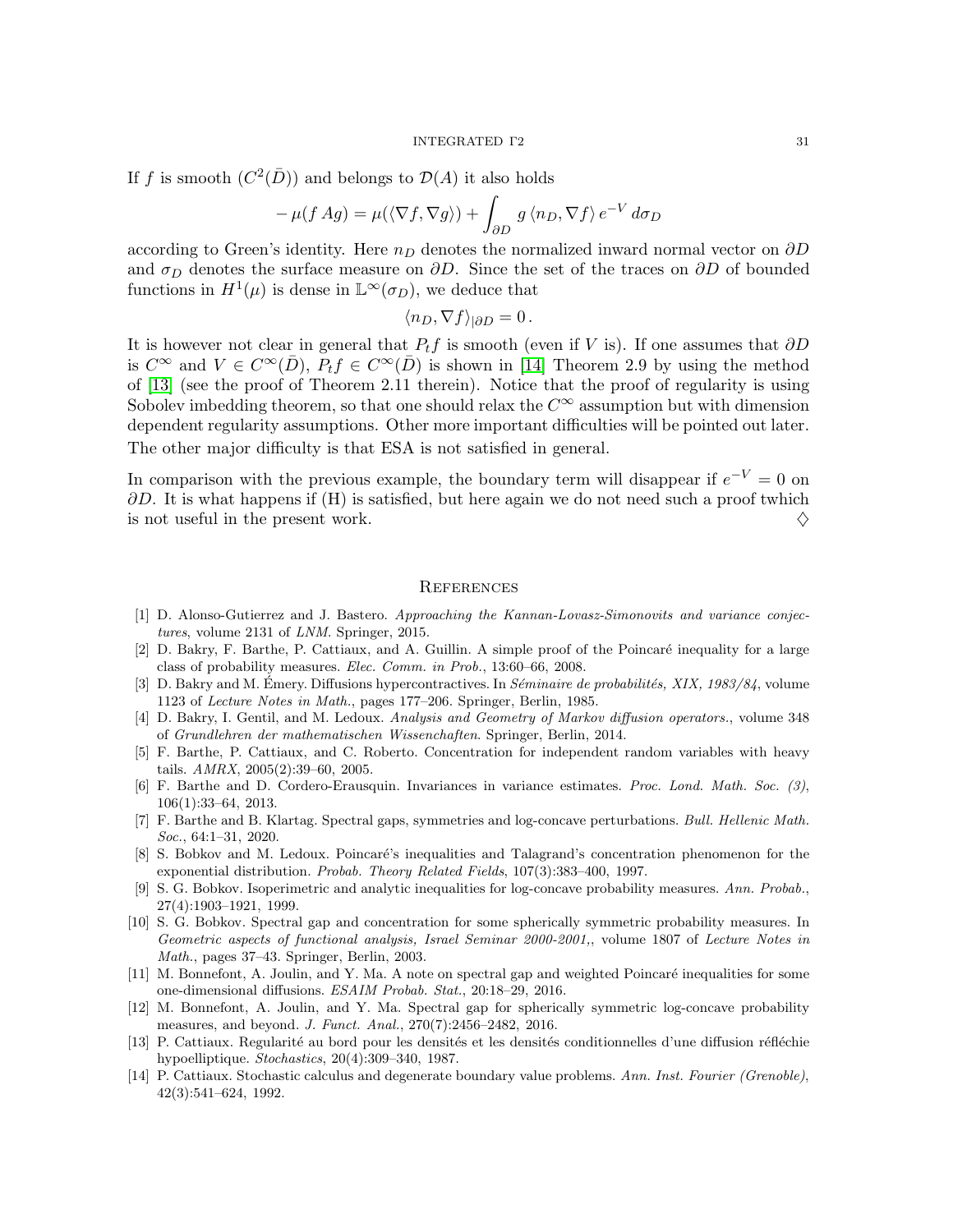If $f$ is smooth ($C^2(\bar{D})$) and belongs to $\mathcal{D}(A)$ it also holds

$$- \mu(f \, Ag) = \mu(\langle \nabla f, \nabla g \rangle) + \int_{\partial D} g \, \langle n_D, \nabla f \rangle \, e^{-V} \, d\sigma_D$$

according to Green's identity. Here $n_D$ denotes the normalized inward normal vector on $\partial D$ and $\sigma_D$ denotes the surface measure on $\partial D$. Since the set of the traces on $\partial D$ of bounded functions in $H^1(\mu)$ is dense in $\mathbb{L}^\infty(\sigma_D)$, we deduce that

$$\langle n_D, \nabla f \rangle_{|\partial D} = 0 \, .$$

It is however not clear in general that $P_t f$ is smooth (even if $V$ is). If one assumes that $\partial D$ is $C^\infty$ and $V \in C^\infty(\bar{D})$, $P_t f \in C^\infty(\bar{D})$ is shown in [14] Theorem 2.9 by using the method of [13] (see the proof of Theorem 2.11 therein). Notice that the proof of regularity is using Sobolev imbedding theorem, so that one should relax the $C^\infty$ assumption but with dimension dependent regularity assumptions. Other more important difficulties will be pointed out later. The other major difficulty is that ESA is not satisfied in general.

In comparison with the previous example, the boundary term will disappear if $e^{-V} = 0$ on $\partial D$. It is what happens if (H) is satisfied, but here again we do not need such a proof twhich is not useful in the present work. $\diamondsuit$

## References

[1] D. Alonso-Gutierrez and J. Bastero. *Approaching the Kannan-Lovasz-Simonovits and variance conjectures*, volume 2131 of *LNM*. Springer, 2015.

[2] D. Bakry, F. Barthe, P. Cattiaux, and A. Guillin. A simple proof of the Poincaré inequality for a large class of probability measures. *Elec. Comm. in Prob.*, 13:60–66, 2008.

[3] D. Bakry and M. Émery. Diffusions hypercontractives. In *Séminaire de probabilités, XIX, 1983/84*, volume 1123 of *Lecture Notes in Math.*, pages 177–206. Springer, Berlin, 1985.

[4] D. Bakry, I. Gentil, and M. Ledoux. *Analysis and Geometry of Markov diffusion operators.*, volume 348 of *Grundlehren der mathematischen Wissenschaften*. Springer, Berlin, 2014.

[5] F. Barthe, P. Cattiaux, and C. Roberto. Concentration for independent random variables with heavy tails. *AMRX*, 2005(2):39–60, 2005.

[6] F. Barthe and D. Cordero-Erausquin. Invariances in variance estimates. *Proc. Lond. Math. Soc. (3)*, 106(1):33–64, 2013.

[7] F. Barthe and B. Klartag. Spectral gaps, symmetries and log-concave perturbations. *Bull. Hellenic Math. Soc.*, 64:1–31, 2020.

[8] S. Bobkov and M. Ledoux. Poincaré's inequalities and Talagrand's concentration phenomenon for the exponential distribution. *Probab. Theory Related Fields*, 107(3):383–400, 1997.

[9] S. G. Bobkov. Isoperimetric and analytic inequalities for log-concave probability measures. *Ann. Probab.*, 27(4):1903–1921, 1999.

[10] S. G. Bobkov. Spectral gap and concentration for some spherically symmetric probability measures. In *Geometric aspects of functional analysis, Israel Seminar 2000-2001,*, volume 1807 of *Lecture Notes in Math.*, pages 37–43. Springer, Berlin, 2003.

[11] M. Bonnefont, A. Joulin, and Y. Ma. A note on spectral gap and weighted Poincaré inequalities for some one-dimensional diffusions. *ESAIM Probab. Stat.*, 20:18–29, 2016.

[12] M. Bonnefont, A. Joulin, and Y. Ma. Spectral gap for spherically symmetric log-concave probability measures, and beyond. *J. Funct. Anal.*, 270(7):2456–2482, 2016.

[13] P. Cattiaux. Regularité au bord pour les densités et les densités conditionnelles d'une diffusion réfléchie hypoelliptique. *Stochastics*, 20(4):309–340, 1987.

[14] P. Cattiaux. Stochastic calculus and degenerate boundary value problems. *Ann. Inst. Fourier (Grenoble)*, 42(3):541–624, 1992.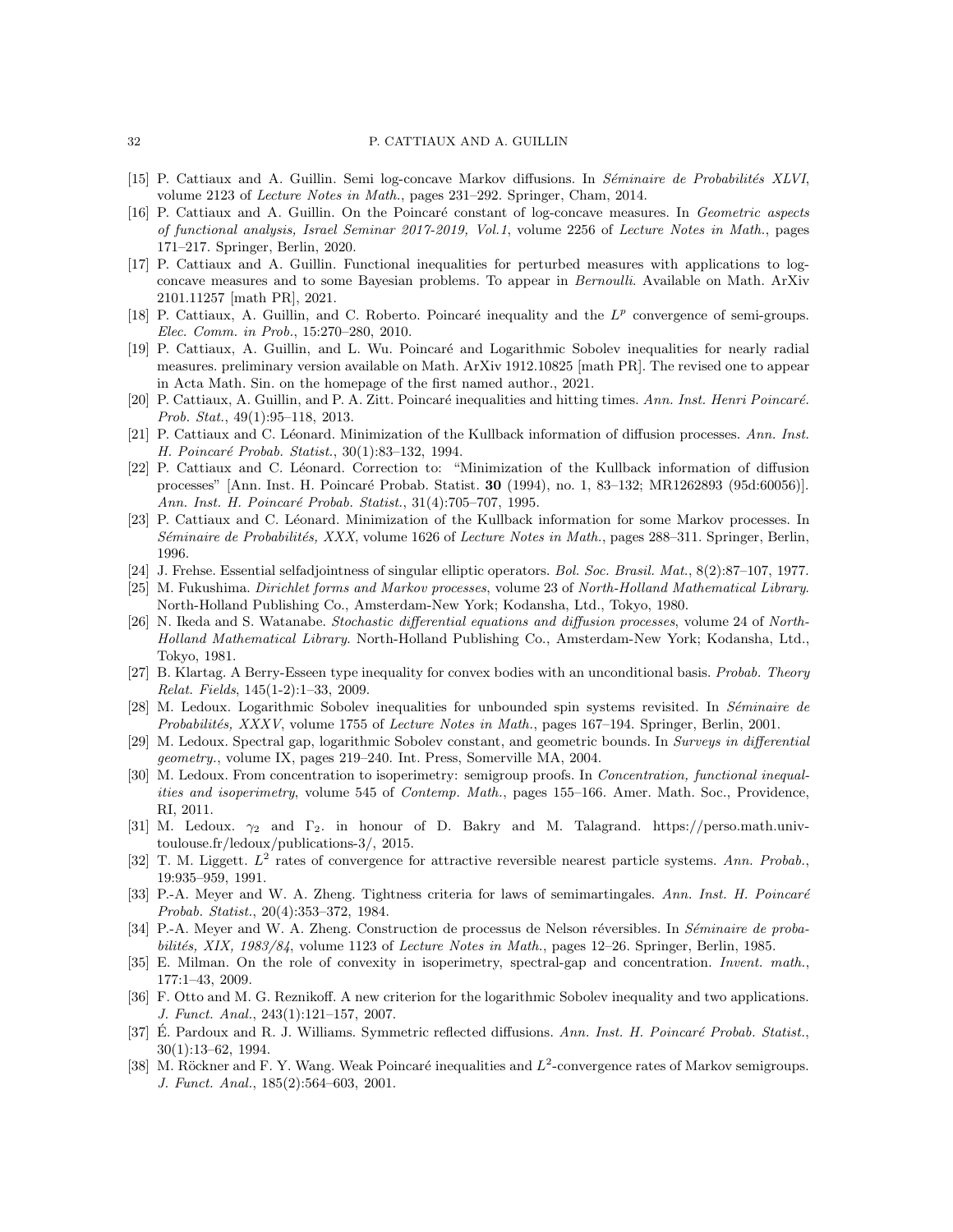[15] P. Cattiaux and A. Guillin. Semi log-concave Markov diffusions. In *Séminaire de Probabilités XLVI*, volume 2123 of *Lecture Notes in Math.*, pages 231–292. Springer, Cham, 2014.

[16] P. Cattiaux and A. Guillin. On the Poincaré constant of log-concave measures. In *Geometric aspects of functional analysis, Israel Seminar 2017-2019, Vol.1*, volume 2256 of *Lecture Notes in Math.*, pages 171–217. Springer, Berlin, 2020.

[17] P. Cattiaux and A. Guillin. Functional inequalities for perturbed measures with applications to log-concave measures and to some Bayesian problems. To appear in *Bernoulli*. Available on Math. ArXiv 2101.11257 [math PR], 2021.

[18] P. Cattiaux, A. Guillin, and C. Roberto. Poincaré inequality and the $L^p$ convergence of semi-groups. *Elec. Comm. in Prob.*, 15:270–280, 2010.

[19] P. Cattiaux, A. Guillin, and L. Wu. Poincaré and Logarithmic Sobolev inequalities for nearly radial measures. preliminary version available on Math. ArXiv 1912.10825 [math PR]. The revised one to appear in Acta Math. Sin. on the homepage of the first named author., 2021.

[20] P. Cattiaux, A. Guillin, and P. A. Zitt. Poincaré inequalities and hitting times. *Ann. Inst. Henri Poincaré. Prob. Stat.*, 49(1):95–118, 2013.

[21] P. Cattiaux and C. Léonard. Minimization of the Kullback information of diffusion processes. *Ann. Inst. H. Poincaré Probab. Statist.*, 30(1):83–132, 1994.

[22] P. Cattiaux and C. Léonard. Correction to: "Minimization of the Kullback information of diffusion processes" [Ann. Inst. H. Poincaré Probab. Statist. **30** (1994), no. 1, 83–132; MR1262893 (95d:60056)]. *Ann. Inst. H. Poincaré Probab. Statist.*, 31(4):705–707, 1995.

[23] P. Cattiaux and C. Léonard. Minimization of the Kullback information for some Markov processes. In *Séminaire de Probabilités, XXX*, volume 1626 of *Lecture Notes in Math.*, pages 288–311. Springer, Berlin, 1996.

[24] J. Frehse. Essential selfadjointness of singular elliptic operators. *Bol. Soc. Brasil. Mat.*, 8(2):87–107, 1977.

[25] M. Fukushima. *Dirichlet forms and Markov processes*, volume 23 of *North-Holland Mathematical Library*. North-Holland Publishing Co., Amsterdam-New York; Kodansha, Ltd., Tokyo, 1980.

[26] N. Ikeda and S. Watanabe. *Stochastic differential equations and diffusion processes*, volume 24 of *North-Holland Mathematical Library*. North-Holland Publishing Co., Amsterdam-New York; Kodansha, Ltd., Tokyo, 1981.

[27] B. Klartag. A Berry-Esseen type inequality for convex bodies with an unconditional basis. *Probab. Theory Relat. Fields*, 145(1-2):1–33, 2009.

[28] M. Ledoux. Logarithmic Sobolev inequalities for unbounded spin systems revisited. In *Séminaire de Probabilités, XXXV*, volume 1755 of *Lecture Notes in Math.*, pages 167–194. Springer, Berlin, 2001.

[29] M. Ledoux. Spectral gap, logarithmic Sobolev constant, and geometric bounds. In *Surveys in differential geometry.*, volume IX, pages 219–240. Int. Press, Somerville MA, 2004.

[30] M. Ledoux. From concentration to isoperimetry: semigroup proofs. In *Concentration, functional inequalities and isoperimetry*, volume 545 of *Contemp. Math.*, pages 155–166. Amer. Math. Soc., Providence, RI, 2011.

[31] M. Ledoux. $\gamma_2$ and $\Gamma_2$. in honour of D. Bakry and M. Talagrand. https://perso.math.univ-toulouse.fr/ledoux/publications-3/, 2015.

[32] T. M. Liggett. $L^2$ rates of convergence for attractive reversible nearest particle systems. *Ann. Probab.*, 19:935–959, 1991.

[33] P.-A. Meyer and W. A. Zheng. Tightness criteria for laws of semimartingales. *Ann. Inst. H. Poincaré Probab. Statist.*, 20(4):353–372, 1984.

[34] P.-A. Meyer and W. A. Zheng. Construction de processus de Nelson réversibles. In *Séminaire de probabilités, XIX, 1983/84*, volume 1123 of *Lecture Notes in Math.*, pages 12–26. Springer, Berlin, 1985.

[35] E. Milman. On the role of convexity in isoperimetry, spectral-gap and concentration. *Invent. math.*, 177:1–43, 2009.

[36] F. Otto and M. G. Reznikoff. A new criterion for the logarithmic Sobolev inequality and two applications. *J. Funct. Anal.*, 243(1):121–157, 2007.

[37] É. Pardoux and R. J. Williams. Symmetric reflected diffusions. *Ann. Inst. H. Poincaré Probab. Statist.*, 30(1):13–62, 1994.

[38] M. Röckner and F. Y. Wang. Weak Poincaré inequalities and $L^2$-convergence rates of Markov semigroups. *J. Funct. Anal.*, 185(2):564–603, 2001.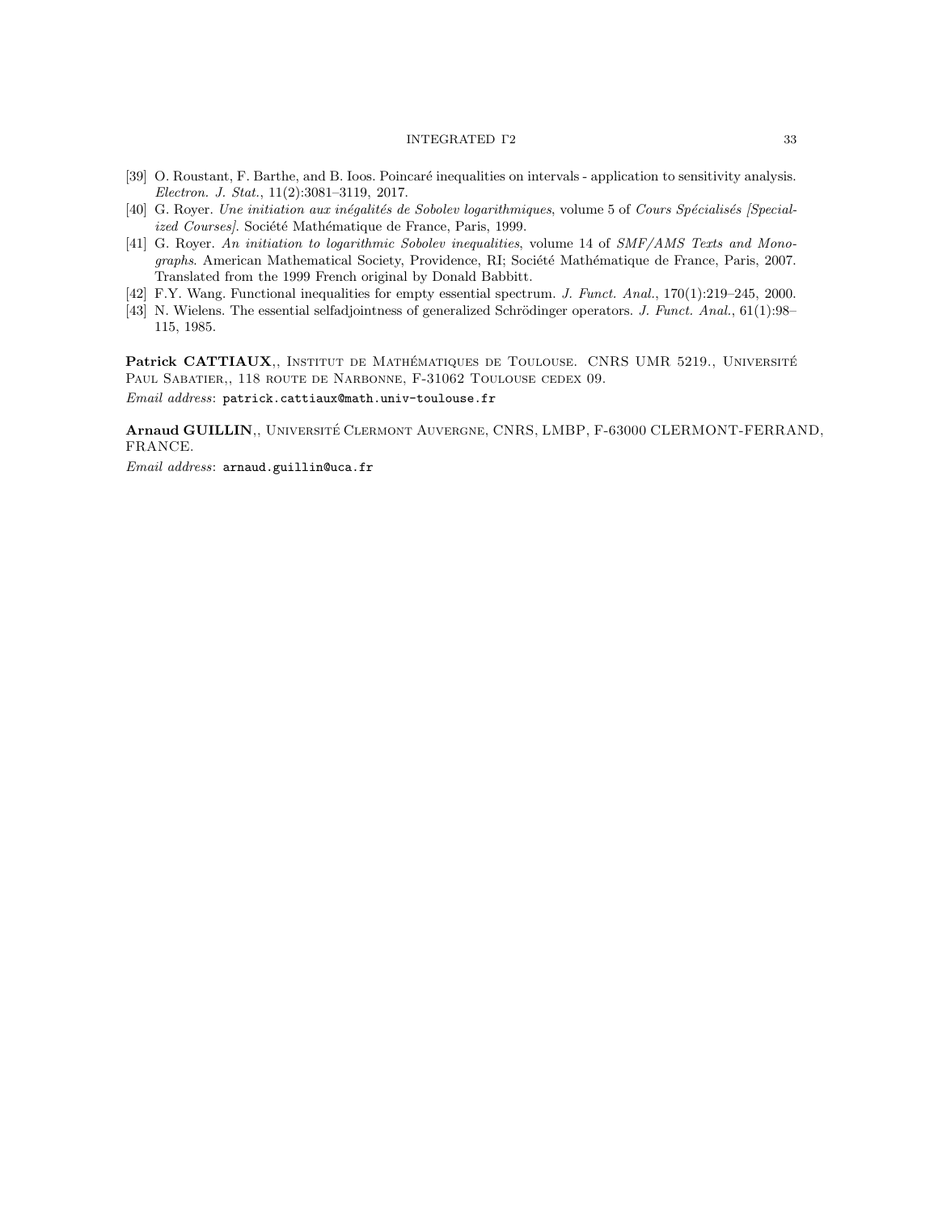[39] O. Roustant, F. Barthe, and B. Ioos. Poincaré inequalities on intervals - application to sensitivity analysis. *Electron. J. Stat.*, 11(2):3081–3119, 2017.

[40] G. Royer. *Une initiation aux inégalités de Sobolev logarithmiques*, volume 5 of *Cours Spécialisés [Specialized Courses]*. Société Mathématique de France, Paris, 1999.

[41] G. Royer. *An initiation to logarithmic Sobolev inequalities*, volume 14 of *SMF/AMS Texts and Monographs*. American Mathematical Society, Providence, RI; Société Mathématique de France, Paris, 2007. Translated from the 1999 French original by Donald Babbitt.

[42] F.Y. Wang. Functional inequalities for empty essential spectrum. *J. Funct. Anal.*, 170(1):219–245, 2000.

[43] N. Wielens. The essential selfadjointness of generalized Schrödinger operators. *J. Funct. Anal.*, 61(1):98–115, 1985.

**Patrick CATTIAUX**,, Institut de Mathématiques de Toulouse. CNRS UMR 5219., Université Paul Sabatier,, 118 route de Narbonne, F-31062 Toulouse cedex 09.

*Email address*: `patrick.cattiaux@math.univ-toulouse.fr`

**Arnaud GUILLIN**,, Université Clermont Auvergne, CNRS, LMBP, F-63000 CLERMONT-FERRAND, FRANCE.

*Email address*: `arnaud.guillin@uca.fr`